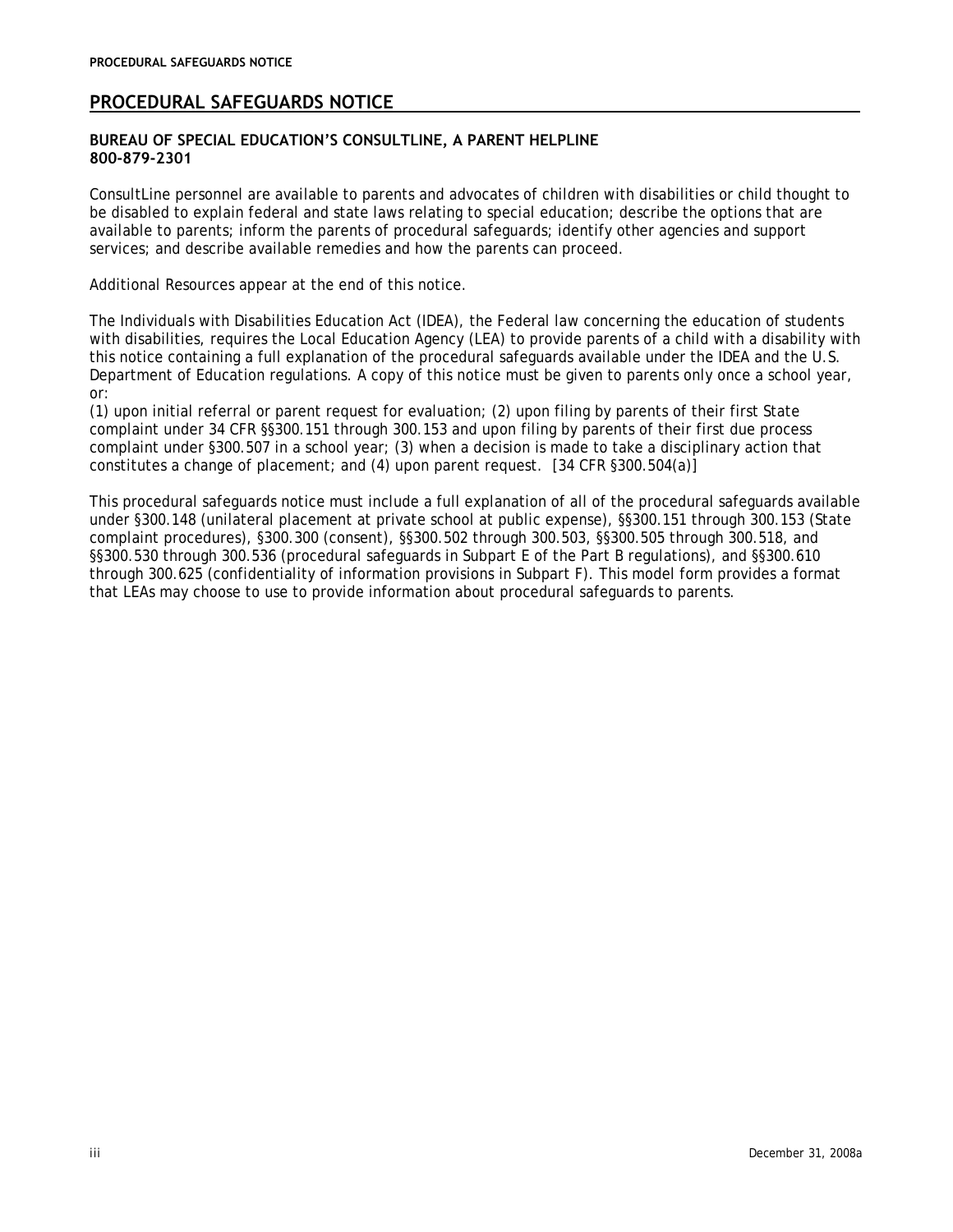# PROCEDURAL SAFEGUARDS NOTICE

**BUREAU OF SPECIAL EDUCATION'S CONSULTLINE, A PARENT HELPLINE**
**800-879-2301**

ConsultLine personnel are available to parents and advocates of children with disabilities or child thought to be disabled to explain federal and state laws relating to special education; describe the options that are available to parents; inform the parents of procedural safeguards; identify other agencies and support services; and describe available remedies and how the parents can proceed.

Additional Resources appear at the end of this notice.

The Individuals with Disabilities Education Act (IDEA), the Federal law concerning the education of students with disabilities, requires the Local Education Agency (LEA) to provide parents of a child with a disability with this notice containing a full explanation of the procedural safeguards available under the IDEA and the U.S. Department of Education regulations. A copy of this notice must be given to parents only once a school year, or:
(1) upon initial referral or parent request for evaluation; (2) upon filing by parents of their first State complaint under 34 CFR §§300.151 through 300.153 and upon filing by parents of their first due process complaint under §300.507 in a school year; (3) when a decision is made to take a disciplinary action that constitutes a change of placement; and (4) upon parent request. [34 CFR §300.504(a)]

This procedural safeguards notice must include a full explanation of all of the procedural safeguards available under §300.148 (unilateral placement at private school at public expense), §§300.151 through 300.153 (State complaint procedures), §300.300 (consent), §§300.502 through 300.503, §§300.505 through 300.518, and §§300.530 through 300.536 (procedural safeguards in Subpart E of the Part B regulations), and §§300.610 through 300.625 (confidentiality of information provisions in Subpart F). This model form provides a format that LEAs may choose to use to provide information about procedural safeguards to parents.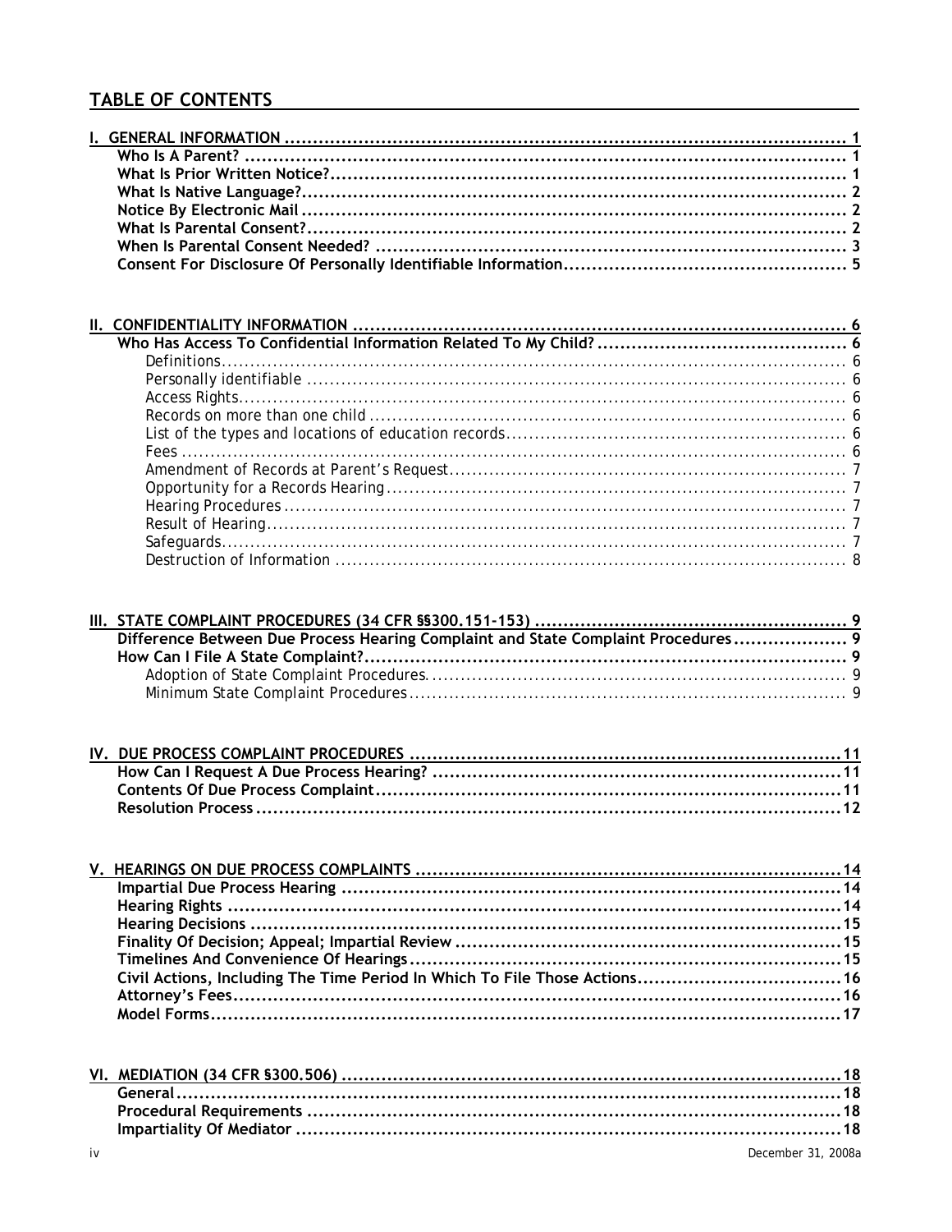## TABLE OF CONTENTS

**I. GENERAL INFORMATION .......... 1**
- **Who Is A Parent? .......... 1**
- **What Is Prior Written Notice? .......... 1**
- **What Is Native Language? .......... 2**
- **Notice By Electronic Mail .......... 2**
- **What Is Parental Consent? .......... 2**
- **When Is Parental Consent Needed? .......... 3**
- **Consent For Disclosure Of Personally Identifiable Information .......... 5**

**II. CONFIDENTIALITY INFORMATION .......... 6**
- **Who Has Access To Confidential Information Related To My Child? .......... 6**
  - Definitions .......... 6
  - Personally identifiable .......... 6
  - Access Rights .......... 6
  - Records on more than one child .......... 6
  - List of the types and locations of education records .......... 6
  - Fees .......... 6
  - Amendment of Records at Parent's Request .......... 7
  - Opportunity for a Records Hearing .......... 7
  - Hearing Procedures .......... 7
  - Result of Hearing .......... 7
  - Safeguards .......... 7
  - Destruction of Information .......... 8

**III. STATE COMPLAINT PROCEDURES (34 CFR §§300.151-153) .......... 9**
- **Difference Between Due Process Hearing Complaint and State Complaint Procedures .......... 9**
- **How Can I File A State Complaint? .......... 9**
  - Adoption of State Complaint Procedures .......... 9
  - Minimum State Complaint Procedures .......... 9

**IV. DUE PROCESS COMPLAINT PROCEDURES .......... 11**
- **How Can I Request A Due Process Hearing? .......... 11**
- **Contents Of Due Process Complaint .......... 11**
- **Resolution Process .......... 12**

**V. HEARINGS ON DUE PROCESS COMPLAINTS .......... 14**
- **Impartial Due Process Hearing .......... 14**
- **Hearing Rights .......... 14**
- **Hearing Decisions .......... 15**
- **Finality Of Decision; Appeal; Impartial Review .......... 15**
- **Timelines And Convenience Of Hearings .......... 15**
- **Civil Actions, Including The Time Period In Which To File Those Actions .......... 16**
- **Attorney's Fees .......... 16**
- **Model Forms .......... 17**

**VI. MEDIATION (34 CFR §300.506) .......... 18**
- **General .......... 18**
- **Procedural Requirements .......... 18**
- **Impartiality Of Mediator .......... 18**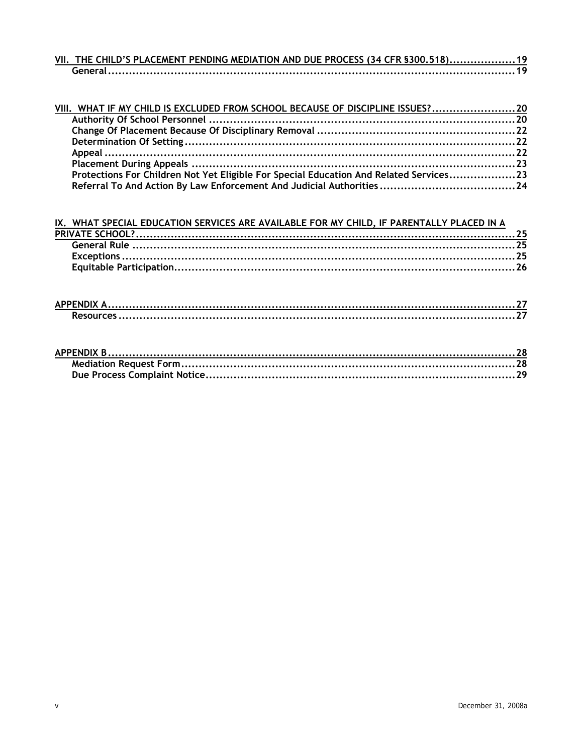VII. THE CHILD'S PLACEMENT PENDING MEDIATION AND DUE PROCESS (34 CFR §300.518)....................19
General............................................................................................................19

VIII. WHAT IF MY CHILD IS EXCLUDED FROM SCHOOL BECAUSE OF DISCIPLINE ISSUES?........................20
Authority Of School Personnel .........................................................................................20
Change Of Placement Because Of Disciplinary Removal .........................................................22
Determination Of Setting................................................................................................22
Appeal ........................................................................................................................22
Placement During Appeals .............................................................................................23
Protections For Children Not Yet Eligible For Special Education And Related Services...................23
Referral To And Action By Law Enforcement And Judicial Authorities .......................................24

IX. WHAT SPECIAL EDUCATION SERVICES ARE AVAILABLE FOR MY CHILD, IF PARENTALLY PLACED IN A PRIVATE SCHOOL?...............................................................................................................25
General Rule ................................................................................................................25
Exceptions...................................................................................................................25
Equitable Participation...................................................................................................26

APPENDIX A.......................................................................................................................27
Resources....................................................................................................................27

APPENDIX B.......................................................................................................................28
Mediation Request Form.................................................................................................28
Due Process Complaint Notice..........................................................................................29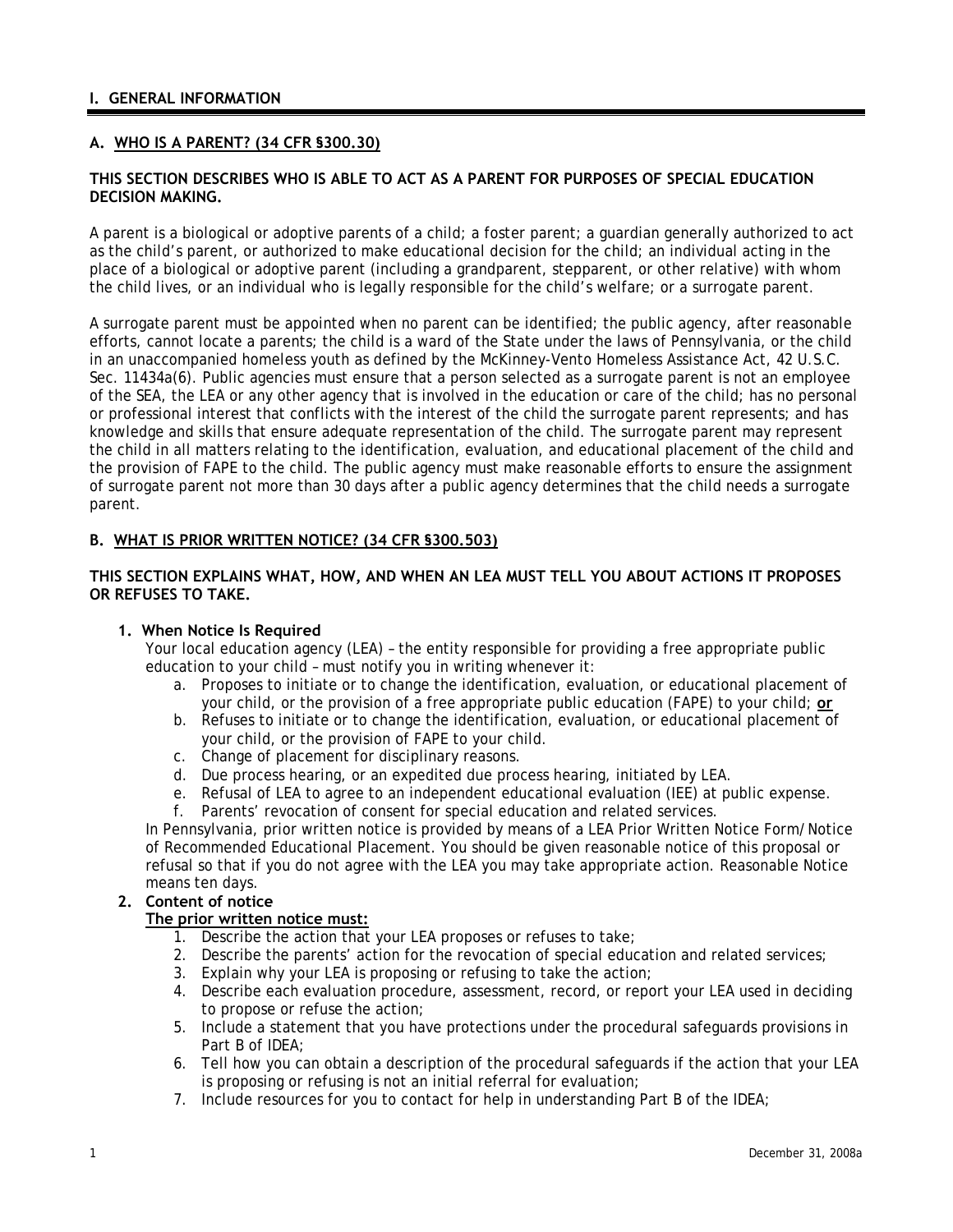## I. GENERAL INFORMATION

### A. WHO IS A PARENT? (34 CFR §300.30)

**THIS SECTION DESCRIBES WHO IS ABLE TO ACT AS A PARENT FOR PURPOSES OF SPECIAL EDUCATION DECISION MAKING.**

A parent is a biological or adoptive parents of a child; a foster parent; a guardian generally authorized to act as the child's parent, or authorized to make educational decision for the child; an individual acting in the place of a biological or adoptive parent (including a grandparent, stepparent, or other relative) with whom the child lives, or an individual who is legally responsible for the child's welfare; or a surrogate parent.

A surrogate parent must be appointed when no parent can be identified; the public agency, after reasonable efforts, cannot locate a parents; the child is a ward of the State under the laws of Pennsylvania, or the child in an unaccompanied homeless youth as defined by the McKinney-Vento Homeless Assistance Act, 42 U.S.C. Sec. 11434a(6). Public agencies must ensure that a person selected as a surrogate parent is not an employee of the SEA, the LEA or any other agency that is involved in the education or care of the child; has no personal or professional interest that conflicts with the interest of the child the surrogate parent represents; and has knowledge and skills that ensure adequate representation of the child. The surrogate parent may represent the child in all matters relating to the identification, evaluation, and educational placement of the child and the provision of FAPE to the child. The public agency must make reasonable efforts to ensure the assignment of surrogate parent not more than 30 days after a public agency determines that the child needs a surrogate parent.

### B. WHAT IS PRIOR WRITTEN NOTICE? (34 CFR §300.503)

**THIS SECTION EXPLAINS WHAT, HOW, AND WHEN AN LEA MUST TELL YOU ABOUT ACTIONS IT PROPOSES OR REFUSES TO TAKE.**

1. **When Notice Is Required**

   Your local education agency (LEA) – the entity responsible for providing a free appropriate public education to your child – must notify you in writing whenever it:

   a. Proposes to initiate or to change the identification, evaluation, or educational placement of your child, or the provision of a free appropriate public education (FAPE) to your child; **or**
   b. Refuses to initiate or to change the identification, evaluation, or educational placement of your child, or the provision of FAPE to your child.
   c. Change of placement for disciplinary reasons.
   d. Due process hearing, or an expedited due process hearing, initiated by LEA.
   e. Refusal of LEA to agree to an independent educational evaluation (IEE) at public expense.
   f. Parents' revocation of consent for special education and related services.

   In Pennsylvania, prior written notice is provided by means of a LEA Prior Written Notice Form/Notice of Recommended Educational Placement. You should be given reasonable notice of this proposal or refusal so that if you do not agree with the LEA you may take appropriate action. Reasonable Notice means ten days.

2. **Content of notice**

   **The prior written notice must:**

   1. Describe the action that your LEA proposes or refuses to take;
   2. Describe the parents' action for the revocation of special education and related services;
   3. Explain why your LEA is proposing or refusing to take the action;
   4. Describe each evaluation procedure, assessment, record, or report your LEA used in deciding to propose or refuse the action;
   5. Include a statement that you have protections under the procedural safeguards provisions in Part B of IDEA;
   6. Tell how you can obtain a description of the procedural safeguards if the action that your LEA is proposing or refusing is not an initial referral for evaluation;
   7. Include resources for you to contact for help in understanding Part B of the IDEA;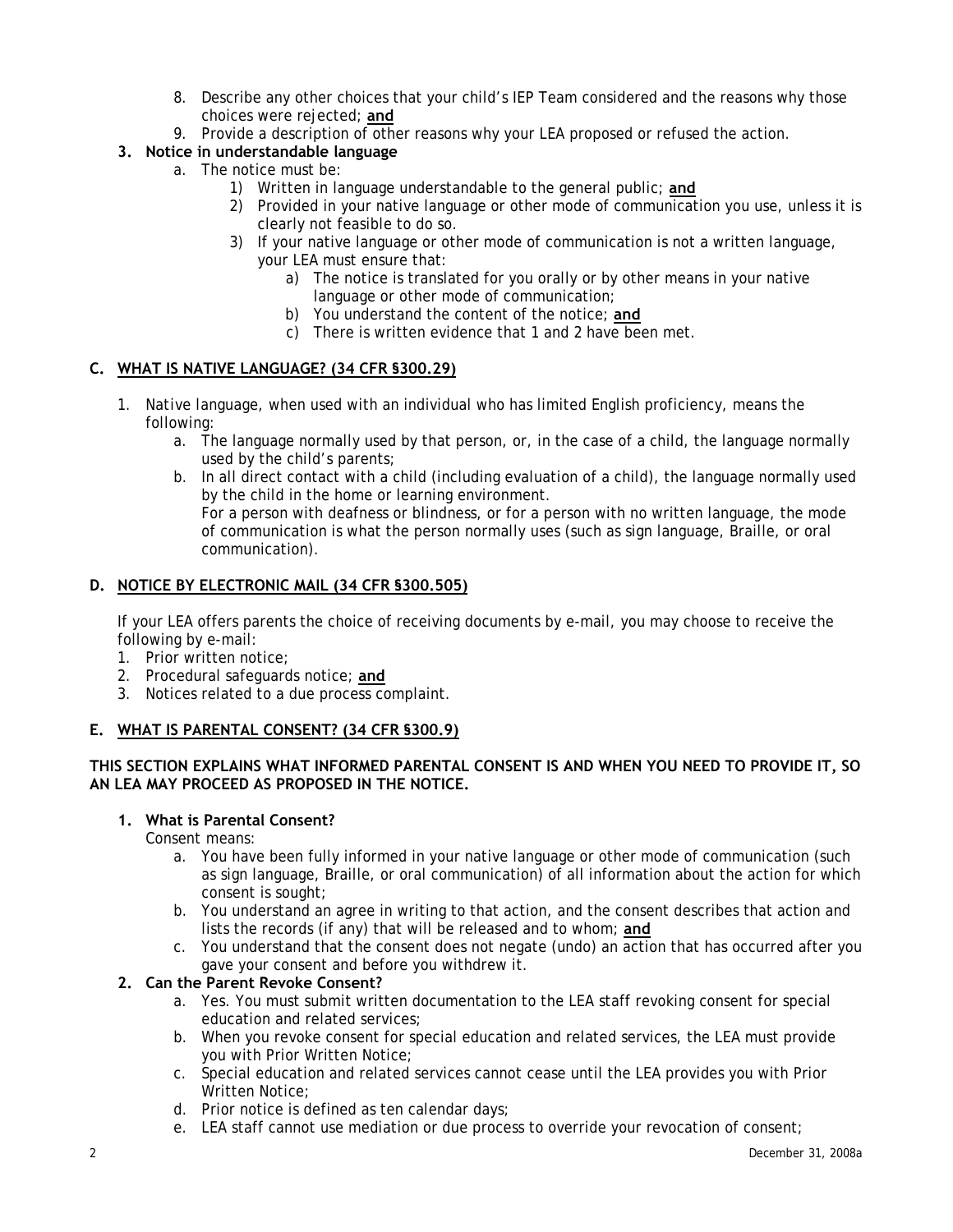8. Describe any other choices that your child's IEP Team considered and the reasons why those choices were rejected; **and**
9. Provide a description of other reasons why your LEA proposed or refused the action.

**3. Notice in understandable language**

a. The notice must be:
   1) Written in language understandable to the general public; **and**
   2) Provided in your native language or other mode of communication you use, unless it is clearly not feasible to do so.
   3) If your native language or other mode of communication is not a written language, your LEA must ensure that:
      a) The notice is translated for you orally or by other means in your native language or other mode of communication;
      b) You understand the content of the notice; **and**
      c) There is written evidence that 1 and 2 have been met.

## C. WHAT IS NATIVE LANGUAGE? (34 CFR §300.29)

1. Native language, when used with an individual who has limited English proficiency, means the following:
   a. The language normally used by that person, or, in the case of a child, the language normally used by the child's parents;
   b. In all direct contact with a child (including evaluation of a child), the language normally used by the child in the home or learning environment.
   For a person with deafness or blindness, or for a person with no written language, the mode of communication is what the person normally uses (such as sign language, Braille, or oral communication).

## D. NOTICE BY ELECTRONIC MAIL (34 CFR §300.505)

If your LEA offers parents the choice of receiving documents by e-mail, you may choose to receive the following by e-mail:

1. Prior written notice;
2. Procedural safeguards notice; **and**
3. Notices related to a due process complaint.

## E. WHAT IS PARENTAL CONSENT? (34 CFR §300.9)

**THIS SECTION EXPLAINS WHAT INFORMED PARENTAL CONSENT IS AND WHEN YOU NEED TO PROVIDE IT, SO AN LEA MAY PROCEED AS PROPOSED IN THE NOTICE.**

**1. What is Parental Consent?**

Consent means:

a. You have been fully informed in your native language or other mode of communication (such as sign language, Braille, or oral communication) of all information about the action for which consent is sought;
b. You understand an agree in writing to that action, and the consent describes that action and lists the records (if any) that will be released and to whom; **and**
c. You understand that the consent does not negate (undo) an action that has occurred after you gave your consent and before you withdrew it.

**2. Can the Parent Revoke Consent?**

a. Yes. You must submit written documentation to the LEA staff revoking consent for special education and related services;
b. When you revoke consent for special education and related services, the LEA must provide you with Prior Written Notice;
c. Special education and related services cannot cease until the LEA provides you with Prior Written Notice;
d. Prior notice is defined as ten calendar days;
e. LEA staff cannot use mediation or due process to override your revocation of consent;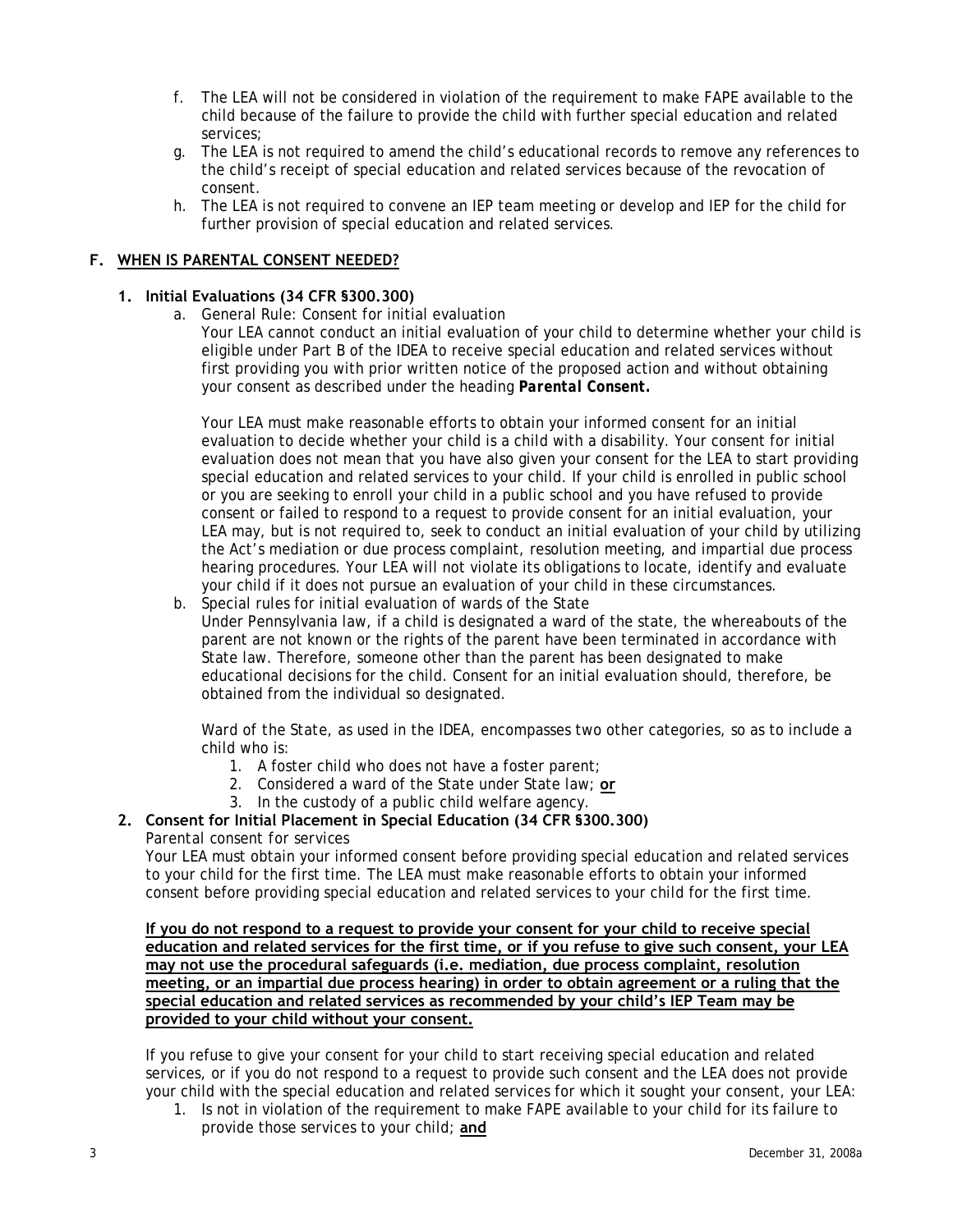f. The LEA will not be considered in violation of the requirement to make FAPE available to the child because of the failure to provide the child with further special education and related services;
g. The LEA is not required to amend the child's educational records to remove any references to the child's receipt of special education and related services because of the revocation of consent.
h. The LEA is not required to convene an IEP team meeting or develop and IEP for the child for further provision of special education and related services.

## F. WHEN IS PARENTAL CONSENT NEEDED?

### 1. Initial Evaluations (34 CFR §300.300)

a. General Rule: Consent for initial evaluation

Your LEA cannot conduct an initial evaluation of your child to determine whether your child is eligible under Part B of the IDEA to receive special education and related services without first providing you with prior written notice of the proposed action and without obtaining your consent as described under the heading ***Parental Consent.***

Your LEA must make reasonable efforts to obtain your informed consent for an initial evaluation to decide whether your child is a child with a disability. Your consent for initial evaluation does not mean that you have also given your consent for the LEA to start providing special education and related services to your child. If your child is enrolled in public school or you are seeking to enroll your child in a public school and you have refused to provide consent or failed to respond to a request to provide consent for an initial evaluation, your LEA may, but is not required to, seek to conduct an initial evaluation of your child by utilizing the Act's mediation or due process complaint, resolution meeting, and impartial due process hearing procedures. Your LEA will not violate its obligations to locate, identify and evaluate your child if it does not pursue an evaluation of your child in these circumstances.

b. Special rules for initial evaluation of wards of the State

Under Pennsylvania law, if a child is designated a ward of the state, the whereabouts of the parent are not known or the rights of the parent have been terminated in accordance with State law. Therefore, someone other than the parent has been designated to make educational decisions for the child. Consent for an initial evaluation should, therefore, be obtained from the individual so designated.

*Ward of the State*, as used in the IDEA, encompasses two other categories, so as to include a child who is:

1. A foster child who does not have a foster parent;
2. Considered a ward of the State under State law; **or**
3. In the custody of a public child welfare agency.

### 2. Consent for Initial Placement in Special Education (34 CFR §300.300)

*Parental consent for services*

Your LEA must obtain your informed consent before providing special education and related services to your child for the first time. The LEA must make reasonable efforts to obtain your informed consent before providing special education and related services to your child for the first time.

**If you do not respond to a request to provide your consent for your child to receive special education and related services for the first time, or if you refuse to give such consent, your LEA may not use the procedural safeguards (i.e. mediation, due process complaint, resolution meeting, or an impartial due process hearing) in order to obtain agreement or a ruling that the special education and related services as recommended by your child's IEP Team may be provided to your child without your consent.**

If you refuse to give your consent for your child to start receiving special education and related services, or if you do not respond to a request to provide such consent and the LEA does not provide your child with the special education and related services for which it sought your consent, your LEA:

1. Is not in violation of the requirement to make FAPE available to your child for its failure to provide those services to your child; **and**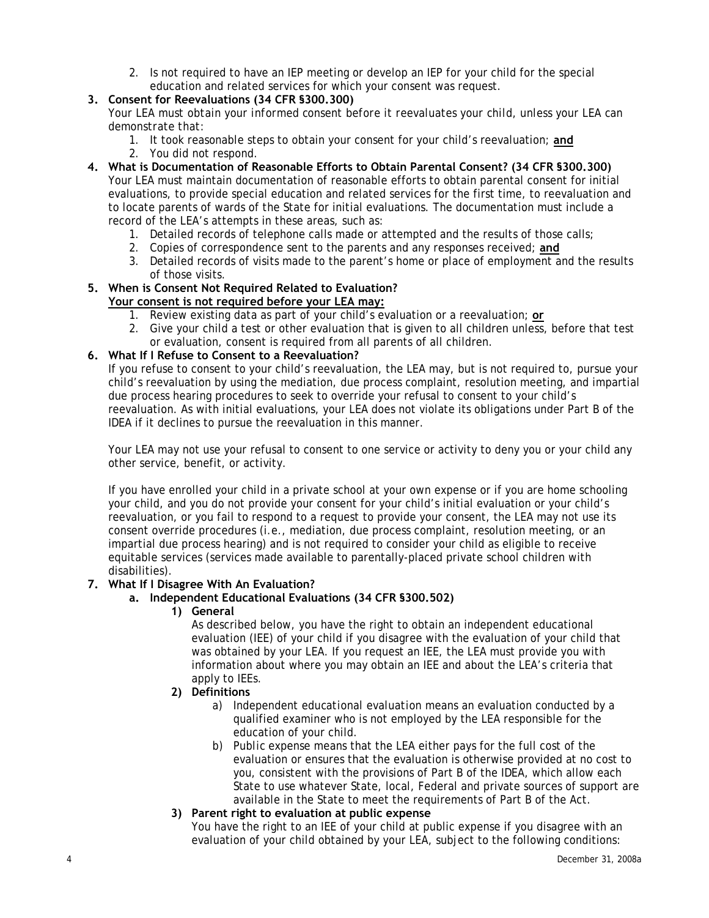2. Is not required to have an IEP meeting or develop an IEP for your child for the special education and related services for which your consent was request.

**3. Consent for Reevaluations (34 CFR §300.300)**

Your LEA must obtain your informed consent before it reevaluates your child, unless your LEA can demonstrate that:

1. It took reasonable steps to obtain your consent for your child's reevaluation; **and**
2. You did not respond.

**4. What is Documentation of Reasonable Efforts to Obtain Parental Consent? (34 CFR §300.300)**

Your LEA must maintain documentation of reasonable efforts to obtain parental consent for initial evaluations, to provide special education and related services for the first time, to reevaluation and to locate parents of wards of the State for initial evaluations. The documentation must include a record of the LEA's attempts in these areas, such as:

1. Detailed records of telephone calls made or attempted and the results of those calls;
2. Copies of correspondence sent to the parents and any responses received; **and**
3. Detailed records of visits made to the parent's home or place of employment and the results of those visits.

**5. When is Consent Not Required Related to Evaluation?**

**Your consent is not required before your LEA may:**

1. Review existing data as part of your child's evaluation or a reevaluation; **or**
2. Give your child a test or other evaluation that is given to all children unless, before that test or evaluation, consent is required from all parents of all children.

**6. What If I Refuse to Consent to a Reevaluation?**

If you refuse to consent to your child's reevaluation, the LEA may, but is not required to, pursue your child's reevaluation by using the mediation, due process complaint, resolution meeting, and impartial due process hearing procedures to seek to override your refusal to consent to your child's reevaluation. As with initial evaluations, your LEA does not violate its obligations under Part B of the IDEA if it declines to pursue the reevaluation in this manner.

Your LEA may not use your refusal to consent to one service or activity to deny you or your child any other service, benefit, or activity.

If you have enrolled your child in a private school at your own expense or if you are home schooling your child, and you do not provide your consent for your child's initial evaluation or your child's reevaluation, or you fail to respond to a request to provide your consent, the LEA may not use its consent override procedures (i.e., mediation, due process complaint, resolution meeting, or an impartial due process hearing) and is not required to consider your child as eligible to receive equitable services (services made available to parentally-placed private school children with disabilities).

**7. What If I Disagree With An Evaluation?**

**a. Independent Educational Evaluations (34 CFR §300.502)**

**1) General**

As described below, you have the right to obtain an independent educational evaluation (IEE) of your child if you disagree with the evaluation of your child that was obtained by your LEA. If you request an IEE, the LEA must provide you with information about where you may obtain an IEE and about the LEA's criteria that apply to IEEs.

**2) Definitions**

a) *Independent educational evaluation* means an evaluation conducted by a qualified examiner who is not employed by the LEA responsible for the education of your child.

b) *Public expense* means that the LEA either pays for the full cost of the evaluation or ensures that the evaluation is otherwise provided at no cost to you, consistent with the provisions of Part B of the IDEA, which allow each State to use whatever State, local, Federal and private sources of support are available in the State to meet the requirements of Part B of the Act.

**3) Parent right to evaluation at public expense**

You have the right to an IEE of your child at public expense if you disagree with an evaluation of your child obtained by your LEA, subject to the following conditions: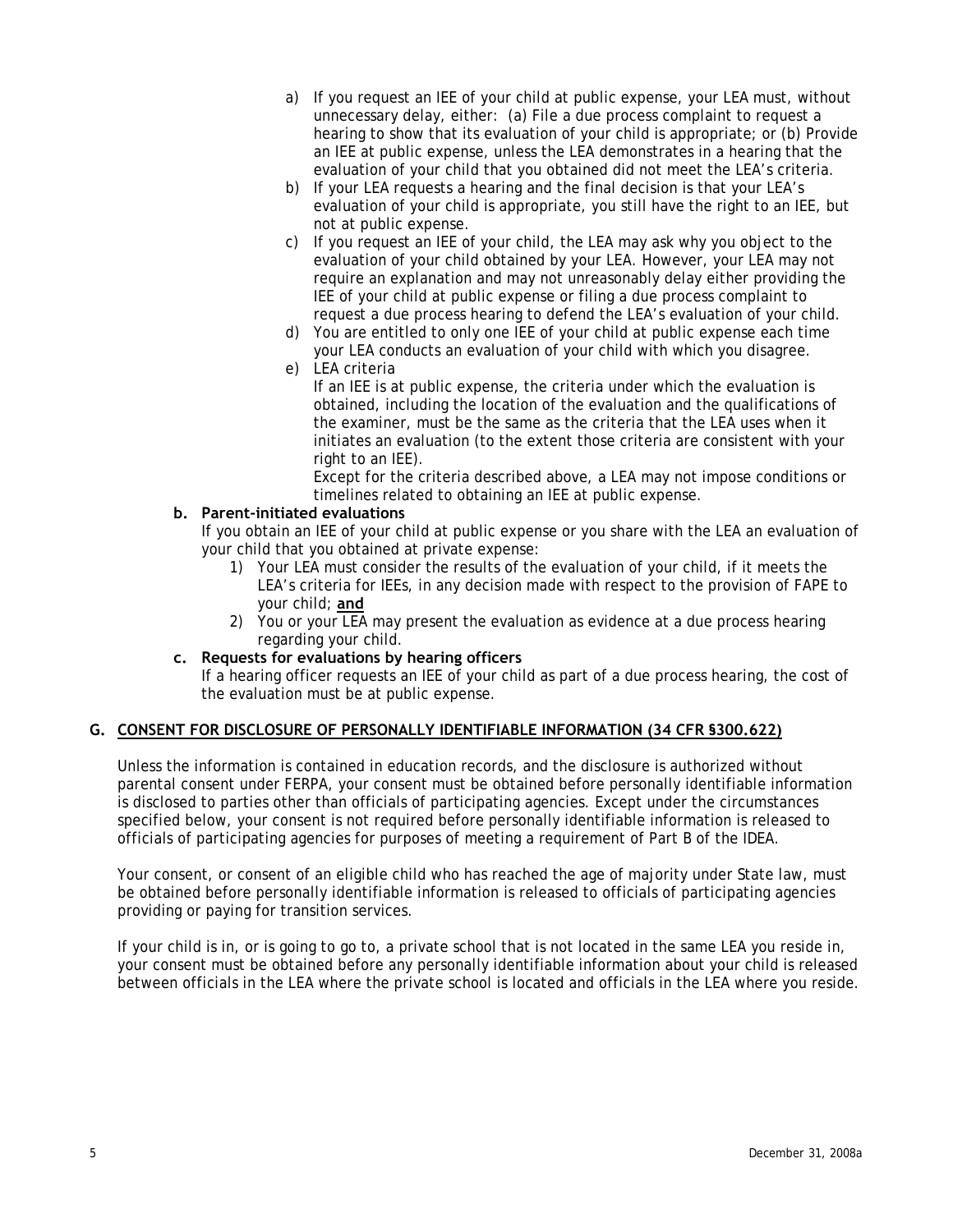a) If you request an IEE of your child at public expense, your LEA must, without unnecessary delay, either: (a) File a due process complaint to request a hearing to show that its evaluation of your child is appropriate; or (b) Provide an IEE at public expense, unless the LEA demonstrates in a hearing that the evaluation of your child that you obtained did not meet the LEA's criteria.

b) If your LEA requests a hearing and the final decision is that your LEA's evaluation of your child is appropriate, you still have the right to an IEE, but not at public expense.

c) If you request an IEE of your child, the LEA may ask why you object to the evaluation of your child obtained by your LEA. However, your LEA may not require an explanation and may not unreasonably delay either providing the IEE of your child at public expense or filing a due process complaint to request a due process hearing to defend the LEA's evaluation of your child.

d) You are entitled to only one IEE of your child at public expense each time your LEA conducts an evaluation of your child with which you disagree.

e) LEA criteria

   If an IEE is at public expense, the criteria under which the evaluation is obtained, including the location of the evaluation and the qualifications of the examiner, must be the same as the criteria that the LEA uses when it initiates an evaluation (to the extent those criteria are consistent with your right to an IEE).

   Except for the criteria described above, a LEA may not impose conditions or timelines related to obtaining an IEE at public expense.

**b. Parent-initiated evaluations**

If you obtain an IEE of your child at public expense or you share with the LEA an evaluation of your child that you obtained at private expense:

1) Your LEA must consider the results of the evaluation of your child, if it meets the LEA's criteria for IEEs, in any decision made with respect to the provision of FAPE to your child; **and**
2) You or your LEA may present the evaluation as evidence at a due process hearing regarding your child.

**c. Requests for evaluations by hearing officers**

If a hearing officer requests an IEE of your child as part of a due process hearing, the cost of the evaluation must be at public expense.

## G. CONSENT FOR DISCLOSURE OF PERSONALLY IDENTIFIABLE INFORMATION (34 CFR §300.622)

Unless the information is contained in education records, and the disclosure is authorized without parental consent under FERPA, your consent must be obtained before personally identifiable information is disclosed to parties other than officials of participating agencies. Except under the circumstances specified below, your consent is not required before personally identifiable information is released to officials of participating agencies for purposes of meeting a requirement of Part B of the IDEA.

Your consent, or consent of an eligible child who has reached the age of majority under State law, must be obtained before personally identifiable information is released to officials of participating agencies providing or paying for transition services.

If your child is in, or is going to go to, a private school that is not located in the same LEA you reside in, your consent must be obtained before any personally identifiable information about your child is released between officials in the LEA where the private school is located and officials in the LEA where you reside.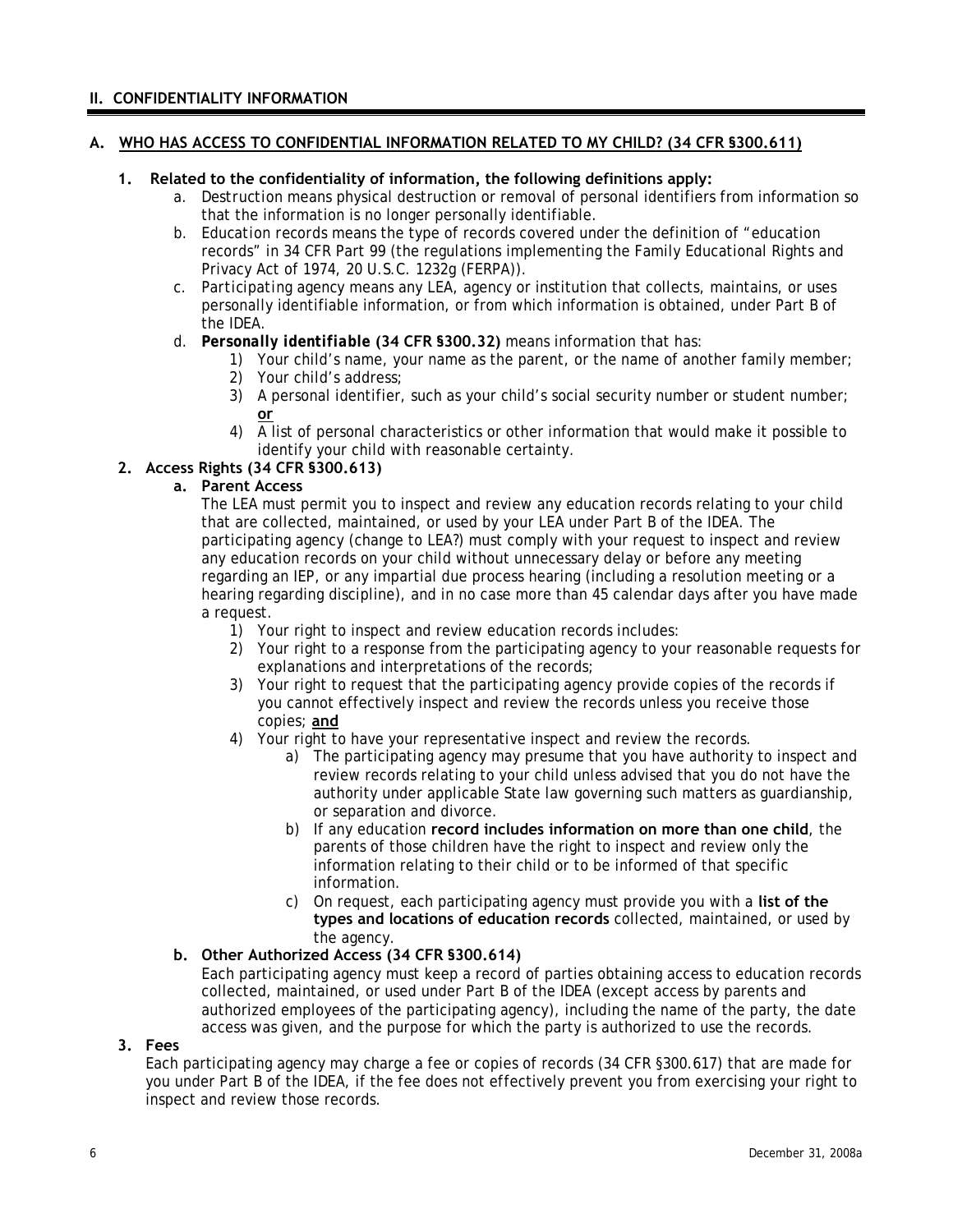## II. CONFIDENTIALITY INFORMATION

### A. WHO HAS ACCESS TO CONFIDENTIAL INFORMATION RELATED TO MY CHILD? (34 CFR §300.611)

1. **Related to the confidentiality of information, the following definitions apply:**
   a. *Destruction* means physical destruction or removal of personal identifiers from information so that the information is no longer personally identifiable.
   b. *Education records* means the type of records covered under the definition of "education records" in 34 CFR Part 99 (the regulations implementing the Family Educational Rights and Privacy Act of 1974, 20 U.S.C. 1232g (FERPA)).
   c. *Participating agency* means any LEA, agency or institution that collects, maintains, or uses personally identifiable information, or from which information is obtained, under Part B of the IDEA.
   d. ***Personally identifiable* (34 CFR §300.32)** means information that has:
      1) Your child's name, your name as the parent, or the name of another family member;
      2) Your child's address;
      3) A personal identifier, such as your child's social security number or student number; **or**
      4) A list of personal characteristics or other information that would make it possible to identify your child with reasonable certainty.

2. **Access Rights (34 CFR §300.613)**
   a. **Parent Access**
   The LEA must permit you to inspect and review any education records relating to your child that are collected, maintained, or used by your LEA under Part B of the IDEA. The participating agency (change to LEA?) must comply with your request to inspect and review any education records on your child without unnecessary delay or before any meeting regarding an IEP, or any impartial due process hearing (including a resolution meeting or a hearing regarding discipline), and in no case more than 45 calendar days after you have made a request.
      1) Your right to inspect and review education records includes:
      2) Your right to a response from the participating agency to your reasonable requests for explanations and interpretations of the records;
      3) Your right to request that the participating agency provide copies of the records if you cannot effectively inspect and review the records unless you receive those copies; **and**
      4) Your right to have your representative inspect and review the records.
         a) The participating agency may presume that you have authority to inspect and review records relating to your child unless advised that you do not have the authority under applicable State law governing such matters as guardianship, or separation and divorce.
         b) If any education **record includes information on more than one child**, the parents of those children have the right to inspect and review only the information relating to their child or to be informed of that specific information.
         c) On request, each participating agency must provide you with a **list of the types and locations of education records** collected, maintained, or used by the agency.

   b. **Other Authorized Access (34 CFR §300.614)**
   Each participating agency must keep a record of parties obtaining access to education records collected, maintained, or used under Part B of the IDEA (except access by parents and authorized employees of the participating agency), including the name of the party, the date access was given, and the purpose for which the party is authorized to use the records.

3. **Fees**
Each participating agency may charge a fee or copies of records (34 CFR §300.617) that are made for you under Part B of the IDEA, if the fee does not effectively prevent you from exercising your right to inspect and review those records.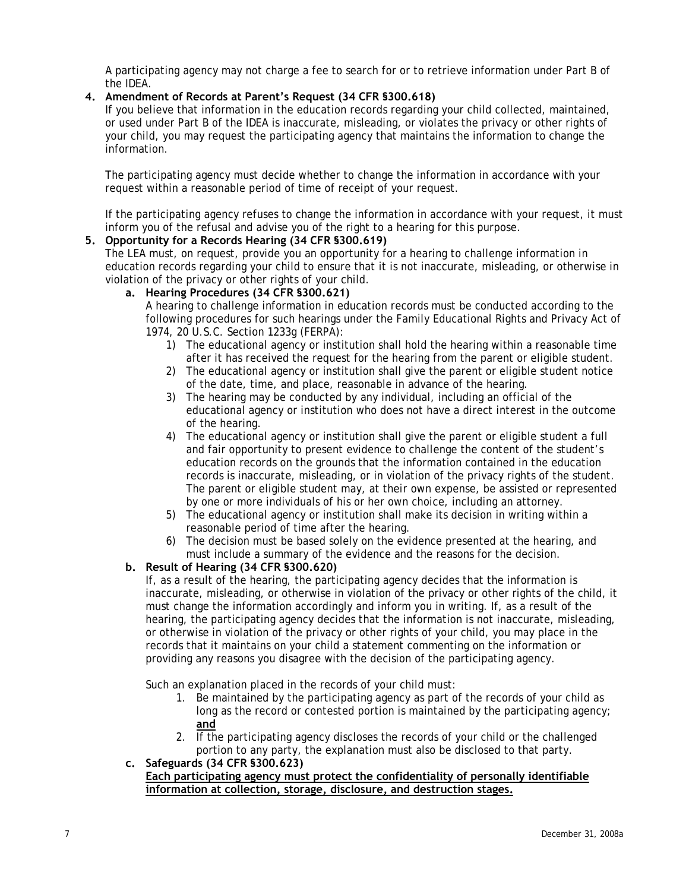A participating agency may not charge a fee to search for or to retrieve information under Part B of the IDEA.

4. **Amendment of Records at Parent's Request (34 CFR §300.618)**

   If you believe that information in the education records regarding your child collected, maintained, or used under Part B of the IDEA is inaccurate, misleading, or violates the privacy or other rights of your child, you may request the participating agency that maintains the information to change the information.

   The participating agency must decide whether to change the information in accordance with your request within a reasonable period of time of receipt of your request.

   If the participating agency refuses to change the information in accordance with your request, it must inform you of the refusal and advise you of the right to a hearing for this purpose.

5. **Opportunity for a Records Hearing (34 CFR §300.619)**

   The LEA must, on request, provide you an opportunity for a hearing to challenge information in education records regarding your child to ensure that it is not inaccurate, misleading, or otherwise in violation of the privacy or other rights of your child.

   a. **Hearing Procedures (34 CFR §300.621)**

      A hearing to challenge information in education records must be conducted according to the following procedures for such hearings under the Family Educational Rights and Privacy Act of 1974, 20 U.S.C. Section 1233g (FERPA):

      1) The educational agency or institution shall hold the hearing within a reasonable time after it has received the request for the hearing from the parent or eligible student.
      2) The educational agency or institution shall give the parent or eligible student notice of the date, time, and place, reasonable in advance of the hearing.
      3) The hearing may be conducted by any individual, including an official of the educational agency or institution who does not have a direct interest in the outcome of the hearing.
      4) The educational agency or institution shall give the parent or eligible student a full and fair opportunity to present evidence to challenge the content of the student's education records on the grounds that the information contained in the education records is inaccurate, misleading, or in violation of the privacy rights of the student. The parent or eligible student may, at their own expense, be assisted or represented by one or more individuals of his or her own choice, including an attorney.
      5) The educational agency or institution shall make its decision in writing within a reasonable period of time after the hearing.
      6) The decision must be based solely on the evidence presented at the hearing, and must include a summary of the evidence and the reasons for the decision.

   b. **Result of Hearing (34 CFR §300.620)**

      If, as a result of the hearing, the participating agency decides that the information is inaccurate, misleading, or otherwise in violation of the privacy or other rights of the child, it must change the information accordingly and inform you in writing. If, as a result of the hearing, the participating agency decides that the information is not inaccurate, misleading, or otherwise in violation of the privacy or other rights of your child, you may place in the records that it maintains on your child a statement commenting on the information or providing any reasons you disagree with the decision of the participating agency.

      Such an explanation placed in the records of your child must:

      1. Be maintained by the participating agency as part of the records of your child as long as the record or contested portion is maintained by the participating agency; **and**
      2. If the participating agency discloses the records of your child or the challenged portion to any party, the explanation must also be disclosed to that party.

   c. **Safeguards (34 CFR §300.623)**

      **Each participating agency must protect the confidentiality of personally identifiable information at collection, storage, disclosure, and destruction stages.**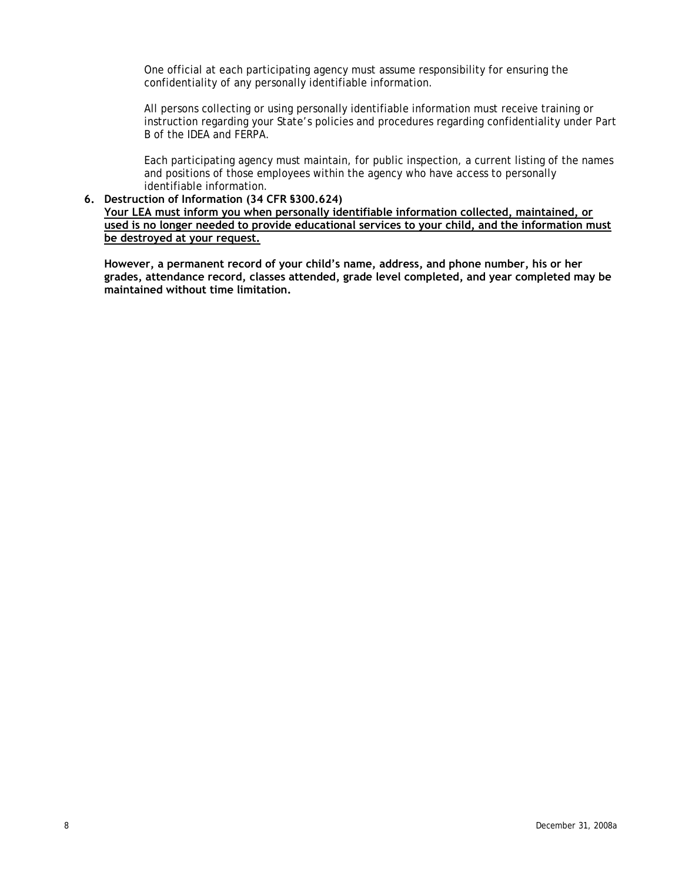One official at each participating agency must assume responsibility for ensuring the confidentiality of any personally identifiable information.

All persons collecting or using personally identifiable information must receive training or instruction regarding your State's policies and procedures regarding confidentiality under Part B of the IDEA and FERPA.

Each participating agency must maintain, for public inspection, a current listing of the names and positions of those employees within the agency who have access to personally identifiable information.

**6. Destruction of Information (34 CFR §300.624)**

**<u>Your LEA must inform you when personally identifiable information collected, maintained, or used is no longer needed to provide educational services to your child, and the information must be destroyed at your request.</u>**

**However, a permanent record of your child's name, address, and phone number, his or her grades, attendance record, classes attended, grade level completed, and year completed may be maintained without time limitation.**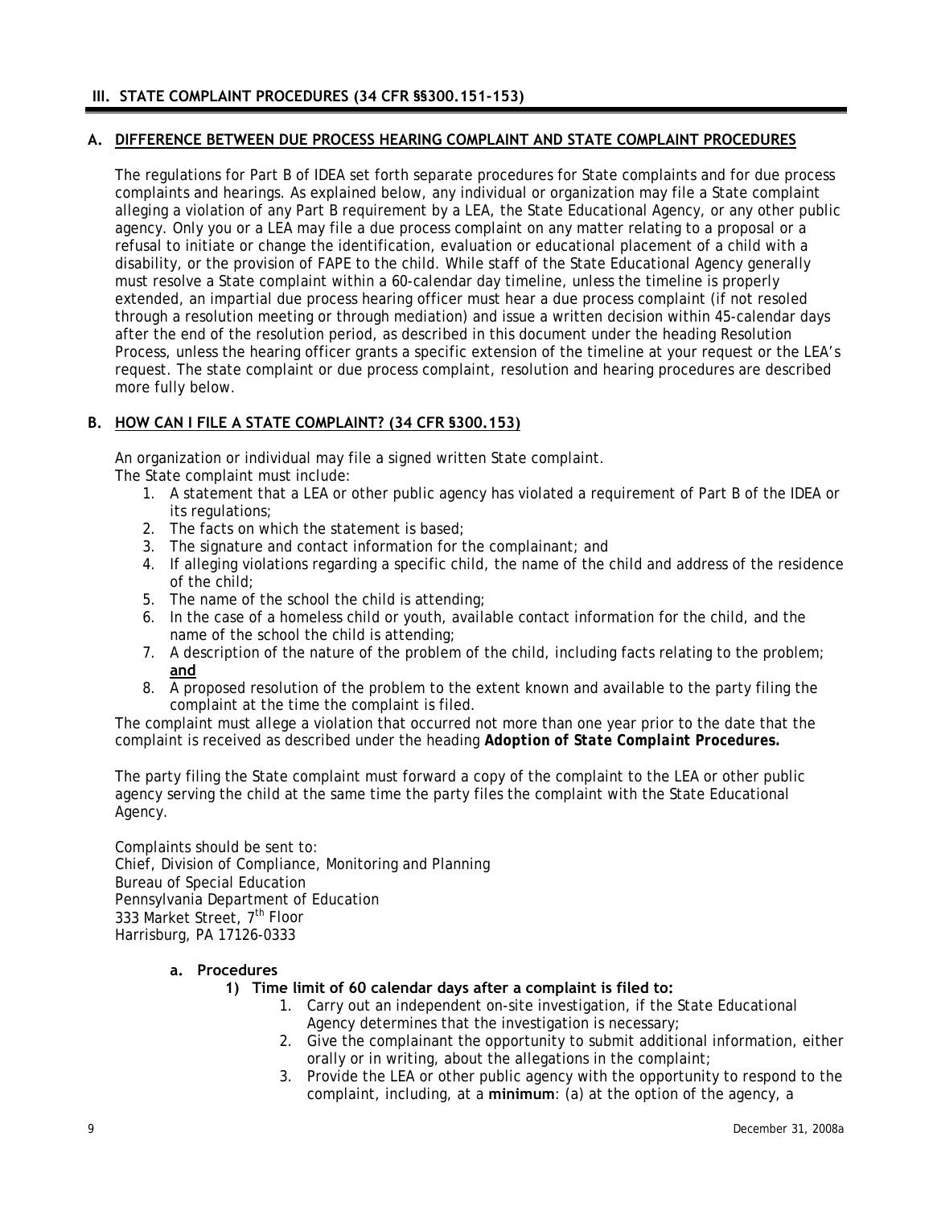## III. STATE COMPLAINT PROCEDURES (34 CFR §§300.151-153)

### A. DIFFERENCE BETWEEN DUE PROCESS HEARING COMPLAINT AND STATE COMPLAINT PROCEDURES

The regulations for Part B of IDEA set forth separate procedures for State complaints and for due process complaints and hearings. As explained below, any individual or organization may file a State complaint alleging a violation of any Part B requirement by a LEA, the State Educational Agency, or any other public agency. Only you or a LEA may file a due process complaint on any matter relating to a proposal or a refusal to initiate or change the identification, evaluation or educational placement of a child with a disability, or the provision of FAPE to the child. While staff of the State Educational Agency generally must resolve a State complaint within a 60-calendar day timeline, unless the timeline is properly extended, an impartial due process hearing officer must hear a due process complaint (if not resoled through a resolution meeting or through mediation) and issue a written decision within 45-calendar days after the end of the resolution period, as described in this document under the heading Resolution Process, unless the hearing officer grants a specific extension of the timeline at your request or the LEA's request. The state complaint or due process complaint, resolution and hearing procedures are described more fully below.

### B. HOW CAN I FILE A STATE COMPLAINT? (34 CFR §300.153)

An organization or individual may file a signed written State complaint.
The State complaint must include:

1. A statement that a LEA or other public agency has violated a requirement of Part B of the IDEA or its regulations;
2. The facts on which the statement is based;
3. The signature and contact information for the complainant; and
4. If alleging violations regarding a specific child, the name of the child and address of the residence of the child;
5. The name of the school the child is attending;
6. In the case of a homeless child or youth, available contact information for the child, and the name of the school the child is attending;
7. A description of the nature of the problem of the child, including facts relating to the problem; **and**
8. A proposed resolution of the problem to the extent known and available to the party filing the complaint at the time the complaint is filed.

The complaint must allege a violation that occurred not more than one year prior to the date that the complaint is received as described under the heading ***Adoption of State Complaint Procedures.***

The party filing the State complaint must forward a copy of the complaint to the LEA or other public agency serving the child at the same time the party files the complaint with the State Educational Agency.

Complaints should be sent to:
Chief, Division of Compliance, Monitoring and Planning
Bureau of Special Education
Pennsylvania Department of Education
333 Market Street, 7th Floor
Harrisburg, PA 17126-0333

**a. Procedures**

**1) Time limit of 60 calendar days after a complaint is filed to:**

1. Carry out an independent on-site investigation, if the State Educational Agency determines that the investigation is necessary;
2. Give the complainant the opportunity to submit additional information, either orally or in writing, about the allegations in the complaint;
3. Provide the LEA or other public agency with the opportunity to respond to the complaint, including, at a **minimum**: (a) at the option of the agency, a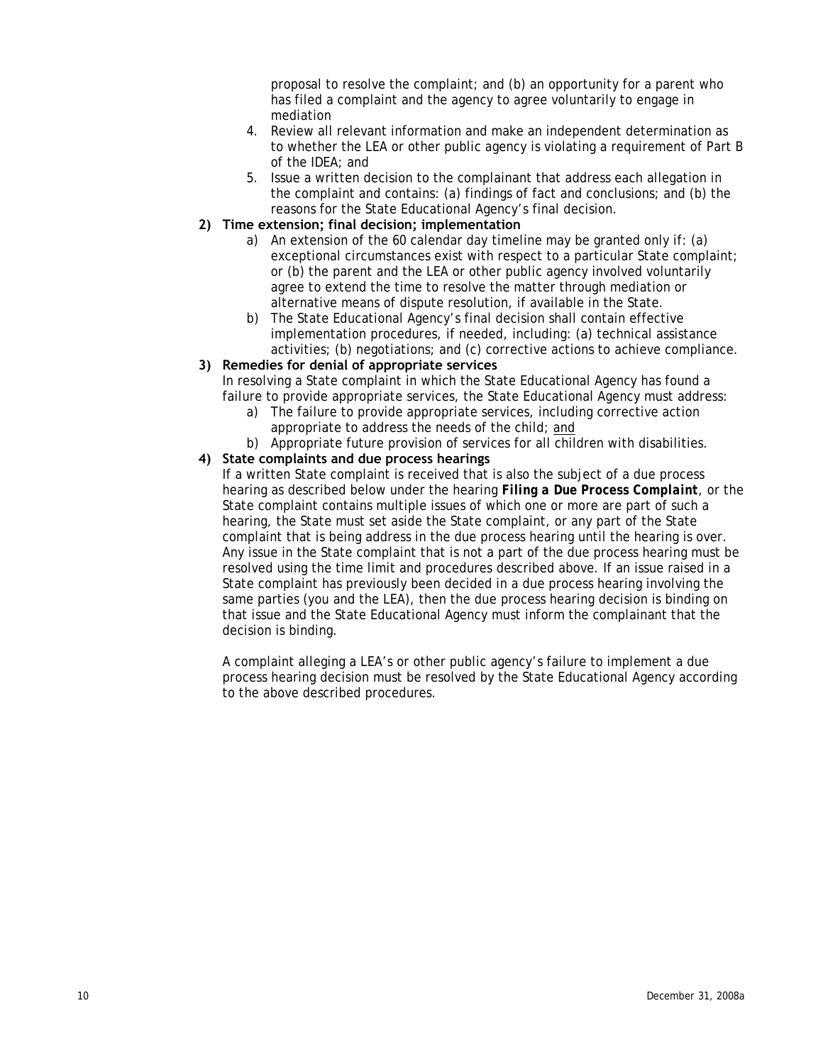proposal to resolve the complaint; and (b) an opportunity for a parent who has filed a complaint and the agency to agree voluntarily to engage in mediation

4. Review all relevant information and make an independent determination as to whether the LEA or other public agency is violating a requirement of Part B of the IDEA; and
5. Issue a written decision to the complainant that address each allegation in the complaint and contains: (a) findings of fact and conclusions; and (b) the reasons for the State Educational Agency's final decision.

**2) Time extension; final decision; implementation**

a) An extension of the 60 calendar day timeline may be granted only if: (a) exceptional circumstances exist with respect to a particular State complaint; or (b) the parent and the LEA or other public agency involved voluntarily agree to extend the time to resolve the matter through mediation or alternative means of dispute resolution, if available in the State.

b) The State Educational Agency's final decision shall contain effective implementation procedures, if needed, including: (a) technical assistance activities; (b) negotiations; and (c) corrective actions to achieve compliance.

**3) Remedies for denial of appropriate services**

In resolving a State complaint in which the State Educational Agency has found a failure to provide appropriate services, the State Educational Agency must address:

a) The failure to provide appropriate services, including corrective action appropriate to address the needs of the child; and

b) Appropriate future provision of services for all children with disabilities.

**4) State complaints and due process hearings**

If a written State complaint is received that is also the subject of a due process hearing as described below under the hearing ***Filing a Due Process Complaint***, or the State complaint contains multiple issues of which one or more are part of such a hearing, the State must set aside the State complaint, or any part of the State complaint that is being address in the due process hearing until the hearing is over. Any issue in the State complaint that is not a part of the due process hearing must be resolved using the time limit and procedures described above. If an issue raised in a State complaint has previously been decided in a due process hearing involving the same parties (you and the LEA), then the due process hearing decision is binding on that issue and the State Educational Agency must inform the complainant that the decision is binding.

A complaint alleging a LEA's or other public agency's failure to implement a due process hearing decision must be resolved by the State Educational Agency according to the above described procedures.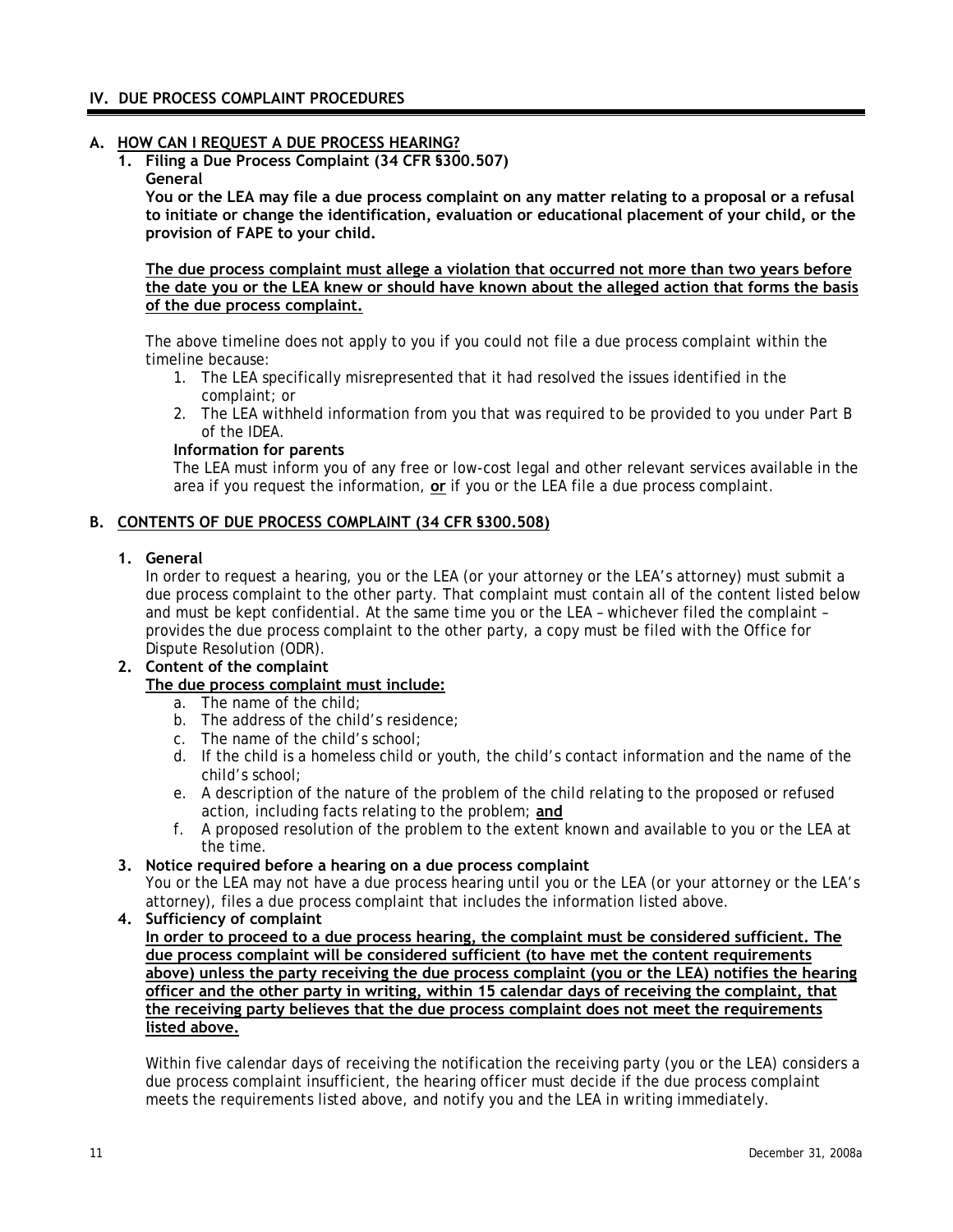## IV. DUE PROCESS COMPLAINT PROCEDURES

### A. HOW CAN I REQUEST A DUE PROCESS HEARING?

1. **Filing a Due Process Complaint (34 CFR §300.507)**

   **General**

   **You or the LEA may file a due process complaint on any matter relating to a proposal or a refusal to initiate or change the identification, evaluation or educational placement of your child, or the provision of FAPE to your child.**

   **<u>The due process complaint must allege a violation that occurred not more than two years before the date you or the LEA knew or should have known about the alleged action that forms the basis of the due process complaint.</u>**

   The above timeline does not apply to you if you could not file a due process complaint within the timeline because:

   1. The LEA specifically misrepresented that it had resolved the issues identified in the complaint; or
   2. The LEA withheld information from you that was required to be provided to you under Part B of the IDEA.

   **Information for parents**

   The LEA must inform you of any free or low-cost legal and other relevant services available in the area if you request the information, **<u>or</u>** if you or the LEA file a due process complaint.

### B. CONTENTS OF DUE PROCESS COMPLAINT (34 CFR §300.508)

1. **General**

   In order to request a hearing, you or the LEA (or your attorney or the LEA's attorney) must submit a due process complaint to the other party. That complaint must contain all of the content listed below and must be kept confidential. At the same time you or the LEA – whichever filed the complaint – provides the due process complaint to the other party, a copy must be filed with the Office for Dispute Resolution (ODR).

2. **Content of the complaint**

   **<u>The due process complaint must include:</u>**

   a. The name of the child;
   b. The address of the child's residence;
   c. The name of the child's school;
   d. If the child is a homeless child or youth, the child's contact information and the name of the child's school;
   e. A description of the nature of the problem of the child relating to the proposed or refused action, including facts relating to the problem; **<u>and</u>**
   f. A proposed resolution of the problem to the extent known and available to you or the LEA at the time.

3. **Notice required before a hearing on a due process complaint**

   You or the LEA may not have a due process hearing until you or the LEA (or your attorney or the LEA's attorney), files a due process complaint that includes the information listed above.

4. **Sufficiency of complaint**

   **<u>In order to proceed to a due process hearing, the complaint must be considered sufficient. The due process complaint will be considered sufficient (to have met the content requirements above) unless the party receiving the due process complaint (you or the LEA) notifies the hearing officer and the other party in writing, within 15 calendar days of receiving the complaint, that the receiving party believes that the due process complaint does not meet the requirements listed above.</u>**

   Within five calendar days of receiving the notification the receiving party (you or the LEA) considers a due process complaint insufficient, the hearing officer must decide if the due process complaint meets the requirements listed above, and notify you and the LEA in writing immediately.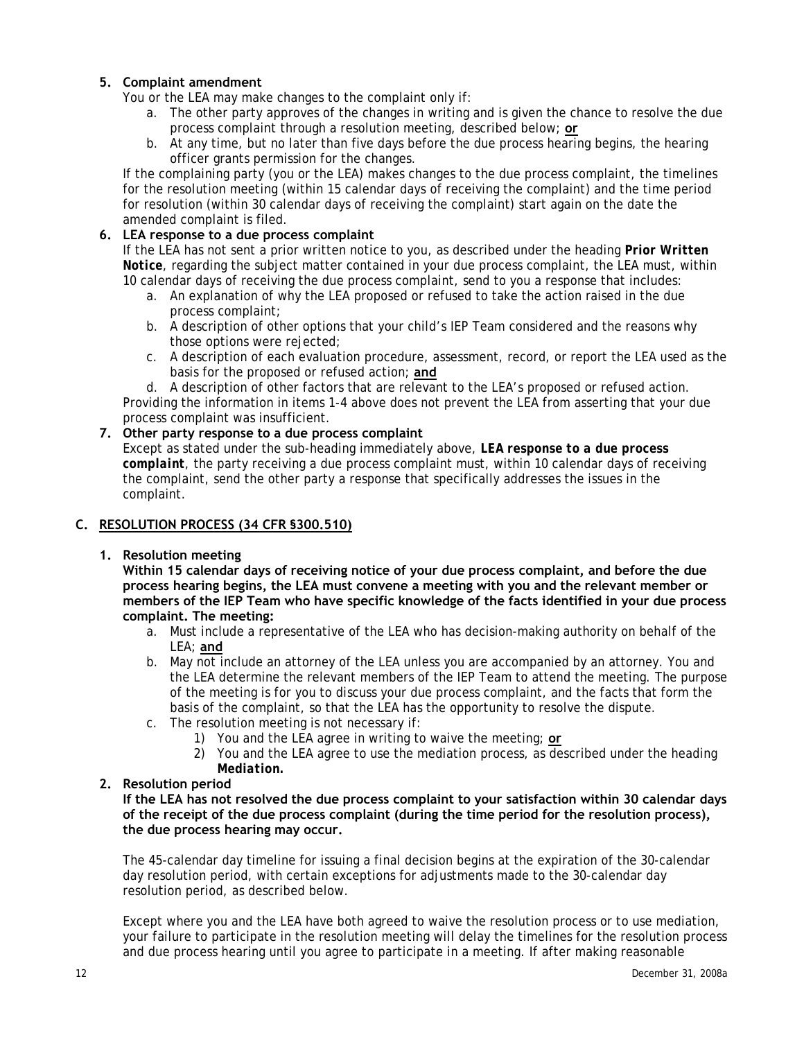5. **Complaint amendment**

   You or the LEA may make changes to the complaint only if:

   a. The other party approves of the changes in writing and is given the chance to resolve the due process complaint through a resolution meeting, described below; **or**

   b. At any time, but no later than five days before the due process hearing begins, the hearing officer grants permission for the changes.

   If the complaining party (you or the LEA) makes changes to the due process complaint, the timelines for the resolution meeting (within 15 calendar days of receiving the complaint) and the time period for resolution (within 30 calendar days of receiving the complaint) start again on the date the amended complaint is filed.

6. **LEA response to a due process complaint**

   If the LEA has not sent a prior written notice to you, as described under the heading ***Prior Written Notice***, regarding the subject matter contained in your due process complaint, the LEA must, within 10 calendar days of receiving the due process complaint, send to you a response that includes:

   a. An explanation of why the LEA proposed or refused to take the action raised in the due process complaint;

   b. A description of other options that your child's IEP Team considered and the reasons why those options were rejected;

   c. A description of each evaluation procedure, assessment, record, or report the LEA used as the basis for the proposed or refused action; **and**

   d. A description of other factors that are relevant to the LEA's proposed or refused action.

   Providing the information in items 1-4 above does not prevent the LEA from asserting that your due process complaint was insufficient.

7. **Other party response to a due process complaint**

   Except as stated under the sub-heading immediately above, ***LEA response to a due process complaint***, the party receiving a due process complaint must, within 10 calendar days of receiving the complaint, send the other party a response that specifically addresses the issues in the complaint.

## C. RESOLUTION PROCESS (34 CFR §300.510)

1. **Resolution meeting**

   **Within 15 calendar days of receiving notice of your due process complaint, and before the due process hearing begins, the LEA must convene a meeting with you and the relevant member or members of the IEP Team who have specific knowledge of the facts identified in your due process complaint. The meeting:**

   a. Must include a representative of the LEA who has decision-making authority on behalf of the LEA; **and**

   b. May not include an attorney of the LEA unless you are accompanied by an attorney. You and the LEA determine the relevant members of the IEP Team to attend the meeting. The purpose of the meeting is for you to discuss your due process complaint, and the facts that form the basis of the complaint, so that the LEA has the opportunity to resolve the dispute.

   c. The resolution meeting is not necessary if:

      1) You and the LEA agree in writing to waive the meeting; **or**

      2) You and the LEA agree to use the mediation process, as described under the heading ***Mediation.***

2. **Resolution period**

   **If the LEA has not resolved the due process complaint to your satisfaction within 30 calendar days of the receipt of the due process complaint (during the time period for the resolution process), the due process hearing may occur.**

   The 45-calendar day timeline for issuing a final decision begins at the expiration of the 30-calendar day resolution period, with certain exceptions for adjustments made to the 30-calendar day resolution period, as described below.

   Except where you and the LEA have both agreed to waive the resolution process or to use mediation, your failure to participate in the resolution meeting will delay the timelines for the resolution process and due process hearing until you agree to participate in a meeting. If after making reasonable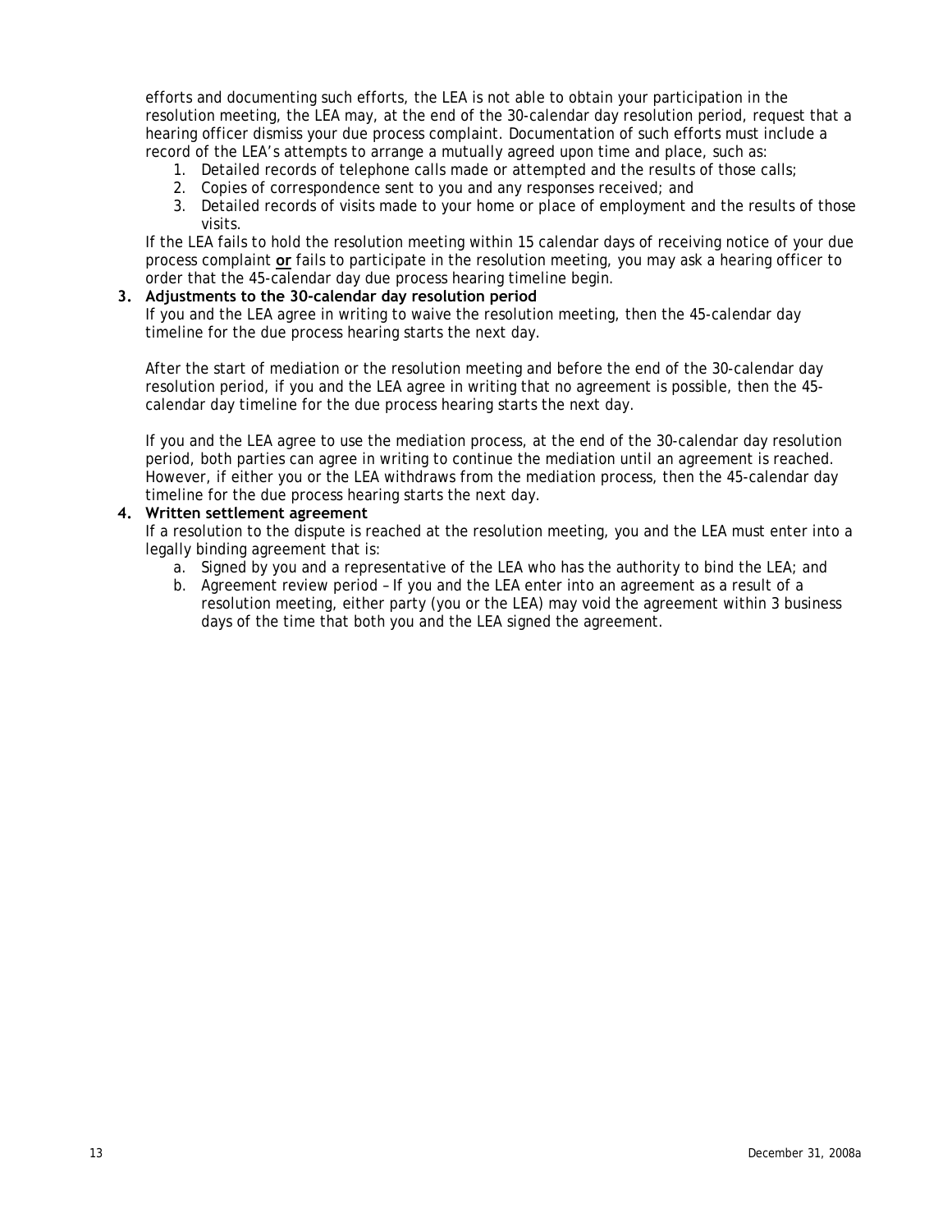efforts and documenting such efforts, the LEA is not able to obtain your participation in the resolution meeting, the LEA may, at the end of the 30-calendar day resolution period, request that a hearing officer dismiss your due process complaint. Documentation of such efforts must include a record of the LEA's attempts to arrange a mutually agreed upon time and place, such as:

1. Detailed records of telephone calls made or attempted and the results of those calls;
2. Copies of correspondence sent to you and any responses received; and
3. Detailed records of visits made to your home or place of employment and the results of those visits.

If the LEA fails to hold the resolution meeting within 15 calendar days of receiving notice of your due process complaint ***or*** fails to participate in the resolution meeting, you may ask a hearing officer to order that the 45-calendar day due process hearing timeline begin.

**3. Adjustments to the 30-calendar day resolution period**

If you and the LEA agree in writing to waive the resolution meeting, then the 45-calendar day timeline for the due process hearing starts the next day.

After the start of mediation or the resolution meeting and before the end of the 30-calendar day resolution period, if you and the LEA agree in writing that no agreement is possible, then the 45-calendar day timeline for the due process hearing starts the next day.

If you and the LEA agree to use the mediation process, at the end of the 30-calendar day resolution period, both parties can agree in writing to continue the mediation until an agreement is reached. However, if either you or the LEA withdraws from the mediation process, then the 45-calendar day timeline for the due process hearing starts the next day.

**4. Written settlement agreement**

If a resolution to the dispute is reached at the resolution meeting, you and the LEA must enter into a legally binding agreement that is:

a. Signed by you and a representative of the LEA who has the authority to bind the LEA; and
b. Agreement review period – If you and the LEA enter into an agreement as a result of a resolution meeting, either party (you or the LEA) may void the agreement within 3 business days of the time that both you and the LEA signed the agreement.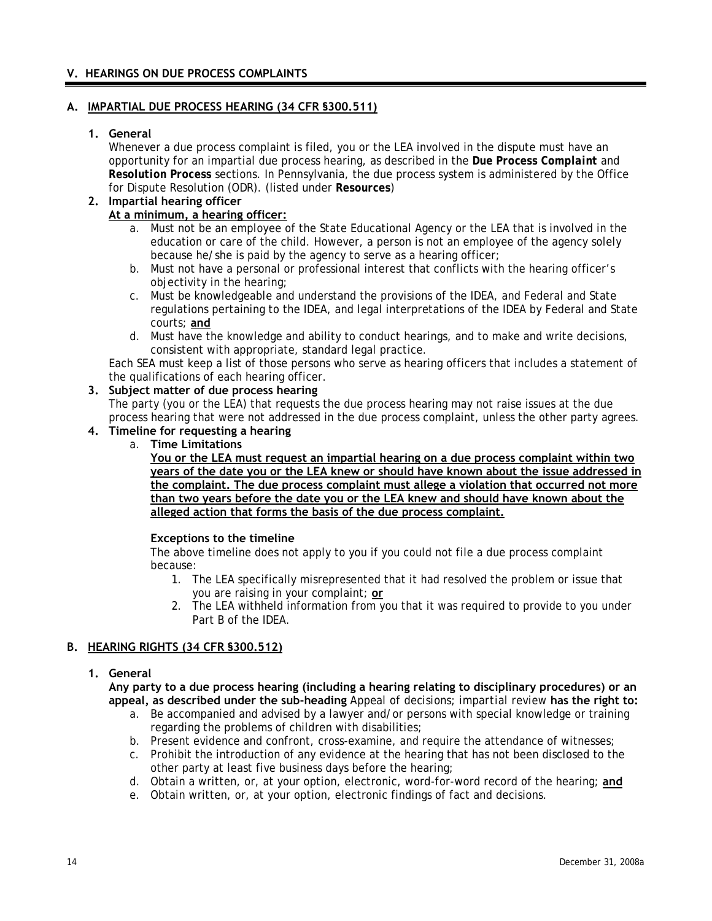## V. HEARINGS ON DUE PROCESS COMPLAINTS

### A. IMPARTIAL DUE PROCESS HEARING (34 CFR §300.511)

**1. General**

Whenever a due process complaint is filed, you or the LEA involved in the dispute must have an opportunity for an impartial due process hearing, as described in the ***Due Process Complaint*** and ***Resolution Process*** sections. In Pennsylvania, the due process system is administered by the Office for Dispute Resolution (ODR). (listed under **Resources**)

**2. Impartial hearing officer**

**At a minimum, a hearing officer:**

a. Must not be an employee of the State Educational Agency or the LEA that is involved in the education or care of the child. However, a person is not an employee of the agency solely because he/she is paid by the agency to serve as a hearing officer;
b. Must not have a personal or professional interest that conflicts with the hearing officer's objectivity in the hearing;
c. Must be knowledgeable and understand the provisions of the IDEA, and Federal and State regulations pertaining to the IDEA, and legal interpretations of the IDEA by Federal and State courts; **and**
d. Must have the knowledge and ability to conduct hearings, and to make and write decisions, consistent with appropriate, standard legal practice.

Each SEA must keep a list of those persons who serve as hearing officers that includes a statement of the qualifications of each hearing officer.

**3. Subject matter of due process hearing**

The party (you or the LEA) that requests the due process hearing may not raise issues at the due process hearing that were not addressed in the due process complaint, unless the other party agrees.

**4. Timeline for requesting a hearing**

a. **Time Limitations**

**You or the LEA must request an impartial hearing on a due process complaint within two years of the date you or the LEA knew or should have known about the issue addressed in the complaint. The due process complaint must allege a violation that occurred not more than two years before the date you or the LEA knew and should have known about the alleged action that forms the basis of the due process complaint.**

**Exceptions to the timeline**

The above timeline does not apply to you if you could not file a due process complaint because:

1. The LEA specifically misrepresented that it had resolved the problem or issue that you are raising in your complaint; **or**
2. The LEA withheld information from you that it was required to provide to you under Part B of the IDEA.

### B. HEARING RIGHTS (34 CFR §300.512)

**1. General**

**Any party to a due process hearing (including a hearing relating to disciplinary procedures) or an appeal, as described under the sub-heading** *Appeal of decisions; impartial review* **has the right to:**

a. Be accompanied and advised by a lawyer and/or persons with special knowledge or training regarding the problems of children with disabilities;
b. Present evidence and confront, cross-examine, and require the attendance of witnesses;
c. Prohibit the introduction of any evidence at the hearing that has not been disclosed to the other party at least five business days before the hearing;
d. Obtain a written, or, at your option, electronic, word-for-word record of the hearing; **and**
e. Obtain written, or, at your option, electronic findings of fact and decisions.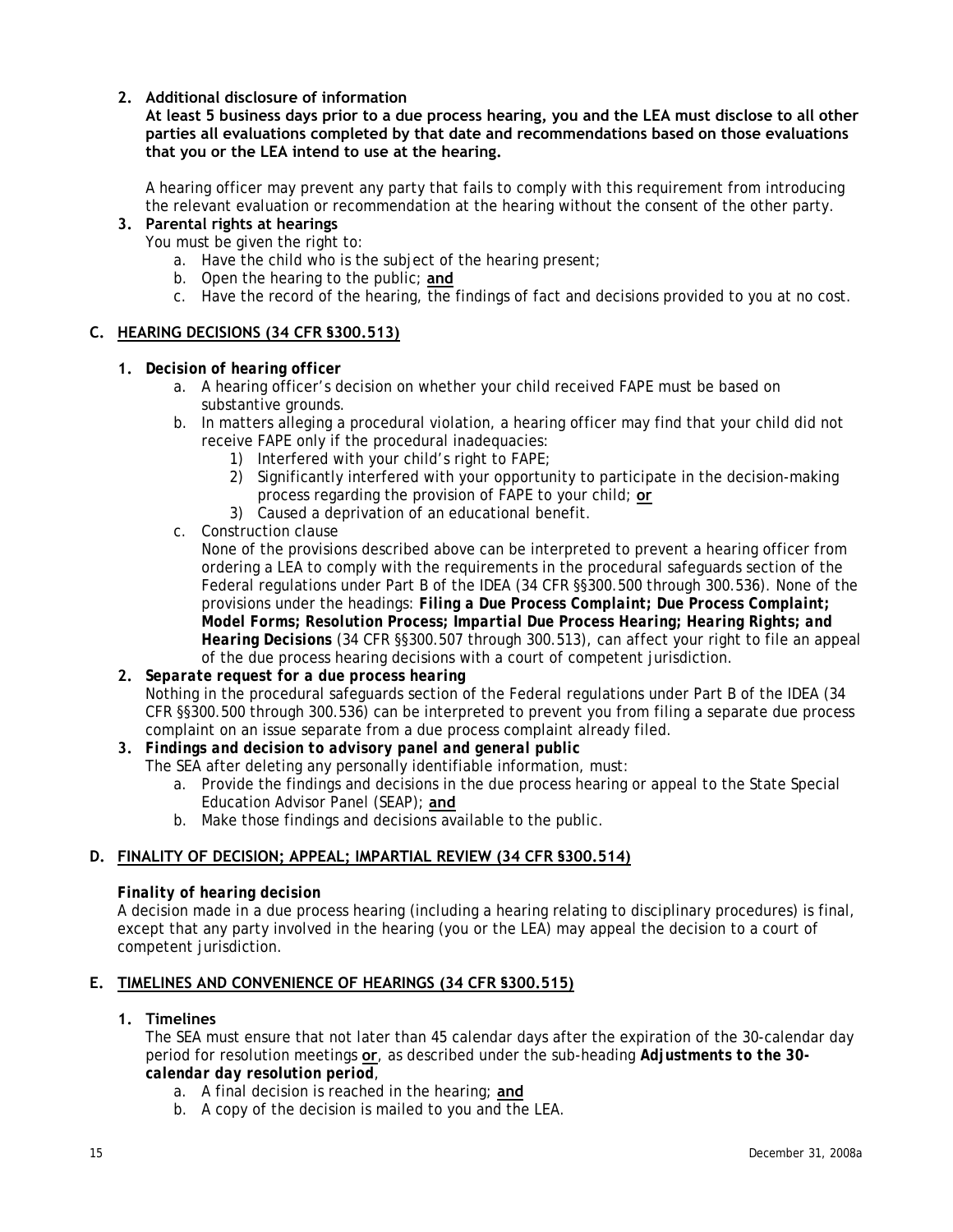2. **Additional disclosure of information**

   **At least 5 business days prior to a due process hearing, you and the LEA must disclose to all other parties all evaluations completed by that date and recommendations based on those evaluations that you or the LEA intend to use at the hearing.**

   A hearing officer may prevent any party that fails to comply with this requirement from introducing the relevant evaluation or recommendation at the hearing without the consent of the other party.

3. **Parental rights at hearings**

   You must be given the right to:

   a. Have the child who is the subject of the hearing present;
   b. Open the hearing to the public; **and**
   c. Have the record of the hearing, the findings of fact and decisions provided to you at no cost.

## C. HEARING DECISIONS (34 CFR §300.513)

1. ***Decision of hearing officer***

   a. A hearing officer's decision on whether your child received FAPE must be based on substantive grounds.
   b. In matters alleging a procedural violation, a hearing officer may find that your child did not receive FAPE only if the procedural inadequacies:
      1) Interfered with your child's right to FAPE;
      2) Significantly interfered with your opportunity to participate in the decision-making process regarding the provision of FAPE to your child; **or**
      3) Caused a deprivation of an educational benefit.
   c. Construction clause

      None of the provisions described above can be interpreted to prevent a hearing officer from ordering a LEA to comply with the requirements in the procedural safeguards section of the Federal regulations under Part B of the IDEA (34 CFR §§300.500 through 300.536). None of the provisions under the headings: ***Filing a Due Process Complaint; Due Process Complaint; Model Forms; Resolution Process; Impartial Due Process Hearing; Hearing Rights; and Hearing Decisions*** (34 CFR §§300.507 through 300.513), can affect your right to file an appeal of the due process hearing decisions with a court of competent jurisdiction.

2. ***Separate request for a due process hearing***

   Nothing in the procedural safeguards section of the Federal regulations under Part B of the IDEA (34 CFR §§300.500 through 300.536) can be interpreted to prevent you from filing a separate due process complaint on an issue separate from a due process complaint already filed.

3. ***Findings and decision to advisory panel and general public***

   The SEA after deleting any personally identifiable information, must:

   a. Provide the findings and decisions in the due process hearing or appeal to the State Special Education Advisor Panel (SEAP); **and**
   b. Make those findings and decisions available to the public.

## D. FINALITY OF DECISION; APPEAL; IMPARTIAL REVIEW (34 CFR §300.514)

***Finality of hearing decision***

A decision made in a due process hearing (including a hearing relating to disciplinary procedures) is final, except that any party involved in the hearing (you or the LEA) may appeal the decision to a court of competent jurisdiction.

## E. TIMELINES AND CONVENIENCE OF HEARINGS (34 CFR §300.515)

1. **Timelines**

   The SEA must ensure that not later than 45 calendar days after the expiration of the 30-calendar day period for resolution meetings **or**, as described under the sub-heading ***Adjustments to the 30-calendar day resolution period***,

   a. A final decision is reached in the hearing; **and**
   b. A copy of the decision is mailed to you and the LEA.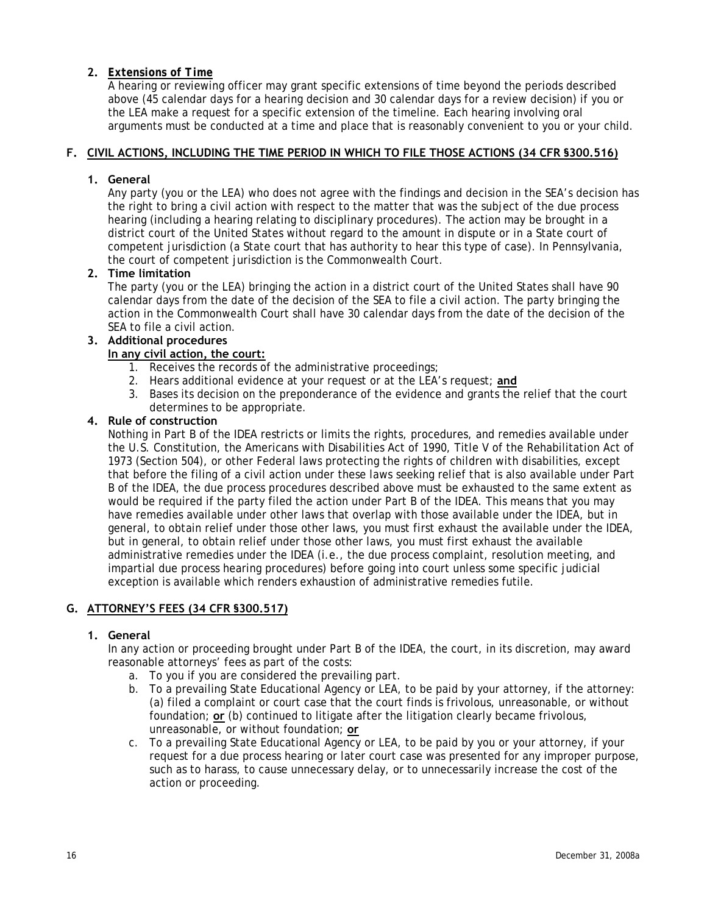**2. *Extensions of Time***

A hearing or reviewing officer may grant specific extensions of time beyond the periods described above (45 calendar days for a hearing decision and 30 calendar days for a review decision) if you or the LEA make a request for a specific extension of the timeline. Each hearing involving oral arguments must be conducted at a time and place that is reasonably convenient to you or your child.

## F. CIVIL ACTIONS, INCLUDING THE TIME PERIOD IN WHICH TO FILE THOSE ACTIONS (34 CFR §300.516)

**1. General**

Any party (you or the LEA) who does not agree with the findings and decision in the SEA's decision has the right to bring a civil action with respect to the matter that was the subject of the due process hearing (including a hearing relating to disciplinary procedures). The action may be brought in a district court of the United States without regard to the amount in dispute or in a State court of competent jurisdiction (a State court that has authority to hear this type of case). In Pennsylvania, the court of competent jurisdiction is the Commonwealth Court.

**2. Time limitation**

The party (you or the LEA) bringing the action in a district court of the United States shall have 90 calendar days from the date of the decision of the SEA to file a civil action. The party bringing the action in the Commonwealth Court shall have 30 calendar days from the date of the decision of the SEA to file a civil action.

**3. Additional procedures**

**In any civil action, the court:**

1. Receives the records of the administrative proceedings;
2. Hears additional evidence at your request or at the LEA's request; **and**
3. Bases its decision on the preponderance of the evidence and grants the relief that the court determines to be appropriate.

**4. Rule of construction**

Nothing in Part B of the IDEA restricts or limits the rights, procedures, and remedies available under the U.S. Constitution, the Americans with Disabilities Act of 1990, Title V of the Rehabilitation Act of 1973 (Section 504), or other Federal laws protecting the rights of children with disabilities, except that before the filing of a civil action under these laws seeking relief that is also available under Part B of the IDEA, the due process procedures described above must be exhausted to the same extent as would be required if the party filed the action under Part B of the IDEA. This means that you may have remedies available under other laws that overlap with those available under the IDEA, but in general, to obtain relief under those other laws, you must first exhaust the available under the IDEA, but in general, to obtain relief under those other laws, you must first exhaust the available administrative remedies under the IDEA (i.e., the due process complaint, resolution meeting, and impartial due process hearing procedures) before going into court unless some specific judicial exception is available which renders exhaustion of administrative remedies futile.

## G. ATTORNEY'S FEES (34 CFR §300.517)

**1. General**

In any action or proceeding brought under Part B of the IDEA, the court, in its discretion, may award reasonable attorneys' fees as part of the costs:

a. To you if you are considered the prevailing part.
b. To a prevailing State Educational Agency or LEA, to be paid by your attorney, if the attorney: (a) filed a complaint or court case that the court finds is frivolous, unreasonable, or without foundation; **or** (b) continued to litigate after the litigation clearly became frivolous, unreasonable, or without foundation; **or**
c. To a prevailing State Educational Agency or LEA, to be paid by you or your attorney, if your request for a due process hearing or later court case was presented for any improper purpose, such as to harass, to cause unnecessary delay, or to unnecessarily increase the cost of the action or proceeding.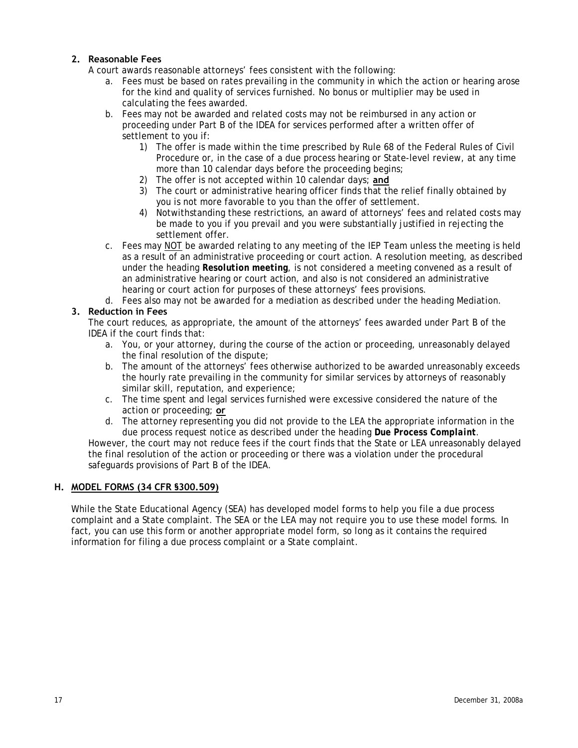2. **Reasonable Fees**

A court awards reasonable attorneys' fees consistent with the following:

   a. Fees must be based on rates prevailing in the community in which the action or hearing arose for the kind and quality of services furnished. No bonus or multiplier may be used in calculating the fees awarded.

   b. Fees may not be awarded and related costs may not be reimbursed in any action or proceeding under Part B of the IDEA for services performed after a written offer of settlement to you if:

      1) The offer is made within the time prescribed by Rule 68 of the Federal Rules of Civil Procedure or, in the case of a due process hearing or State-level review, at any time more than 10 calendar days before the proceeding begins;
      2) The offer is not accepted within 10 calendar days; **and**
      3) The court or administrative hearing officer finds that the relief finally obtained by you is not more favorable to you than the offer of settlement.
      4) Notwithstanding these restrictions, an award of attorneys' fees and related costs may be made to you if you prevail and you were substantially justified in rejecting the settlement offer.

   c. Fees may NOT be awarded relating to any meeting of the IEP Team unless the meeting is held as a result of an administrative proceeding or court action. A resolution meeting, as described under the heading ***Resolution meeting***, is not considered a meeting convened as a result of an administrative hearing or court action, and also is not considered an administrative hearing or court action for purposes of these attorneys' fees provisions.

   d. Fees also may not be awarded for a mediation as described under the heading Mediation.

3. **Reduction in Fees**

The court reduces, as appropriate, the amount of the attorneys' fees awarded under Part B of the IDEA if the court finds that:

   a. You, or your attorney, during the course of the action or proceeding, unreasonably delayed the final resolution of the dispute;

   b. The amount of the attorneys' fees otherwise authorized to be awarded unreasonably exceeds the hourly rate prevailing in the community for similar services by attorneys of reasonably similar skill, reputation, and experience;

   c. The time spent and legal services furnished were excessive considered the nature of the action or proceeding; **or**

   d. The attorney representing you did not provide to the LEA the appropriate information in the due process request notice as described under the heading ***Due Process Complaint***.

However, the court may not reduce fees if the court finds that the State or LEA unreasonably delayed the final resolution of the action or proceeding or there was a violation under the procedural safeguards provisions of Part B of the IDEA.

## H. MODEL FORMS (34 CFR §300.509)

While the State Educational Agency (SEA) has developed model forms to help you file a due process complaint and a State complaint. The SEA or the LEA may not require you to use these model forms. In fact, you can use this form or another appropriate model form, so long as it contains the required information for filing a due process complaint or a State complaint.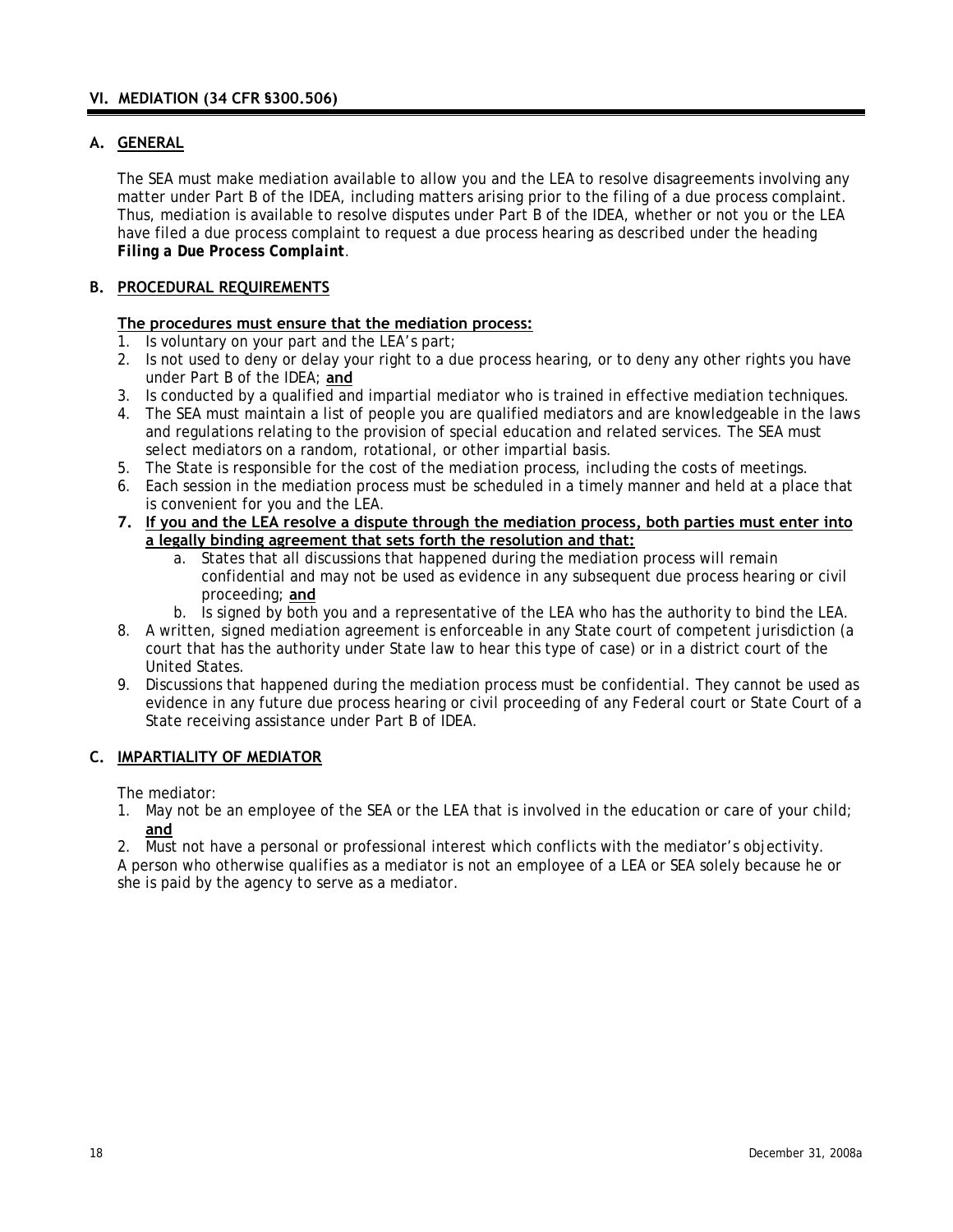## VI. MEDIATION (34 CFR §300.506)

### A. GENERAL

The SEA must make mediation available to allow you and the LEA to resolve disagreements involving any matter under Part B of the IDEA, including matters arising prior to the filing of a due process complaint. Thus, mediation is available to resolve disputes under Part B of the IDEA, whether or not you or the LEA have filed a due process complaint to request a due process hearing as described under the heading ***Filing a Due Process Complaint***.

### B. PROCEDURAL REQUIREMENTS

**The procedures must ensure that the mediation process:**

1. Is voluntary on your part and the LEA's part;
2. Is not used to deny or delay your right to a due process hearing, or to deny any other rights you have under Part B of the IDEA; **and**
3. Is conducted by a qualified and impartial mediator who is trained in effective mediation techniques.
4. The SEA must maintain a list of people you are qualified mediators and are knowledgeable in the laws and regulations relating to the provision of special education and related services. The SEA must select mediators on a random, rotational, or other impartial basis.
5. The State is responsible for the cost of the mediation process, including the costs of meetings.
6. Each session in the mediation process must be scheduled in a timely manner and held at a place that is convenient for you and the LEA.
7. **If you and the LEA resolve a dispute through the mediation process, both parties must enter into a legally binding agreement that sets forth the resolution and that:**
   a. States that all discussions that happened during the mediation process will remain confidential and may not be used as evidence in any subsequent due process hearing or civil proceeding; **and**
   b. Is signed by both you and a representative of the LEA who has the authority to bind the LEA.
8. A written, signed mediation agreement is enforceable in any State court of competent jurisdiction (a court that has the authority under State law to hear this type of case) or in a district court of the United States.
9. Discussions that happened during the mediation process must be confidential. They cannot be used as evidence in any future due process hearing or civil proceeding of any Federal court or State Court of a State receiving assistance under Part B of IDEA.

### C. IMPARTIALITY OF MEDIATOR

The mediator:

1. May not be an employee of the SEA or the LEA that is involved in the education or care of your child; **and**
2. Must not have a personal or professional interest which conflicts with the mediator's objectivity.

A person who otherwise qualifies as a mediator is not an employee of a LEA or SEA solely because he or she is paid by the agency to serve as a mediator.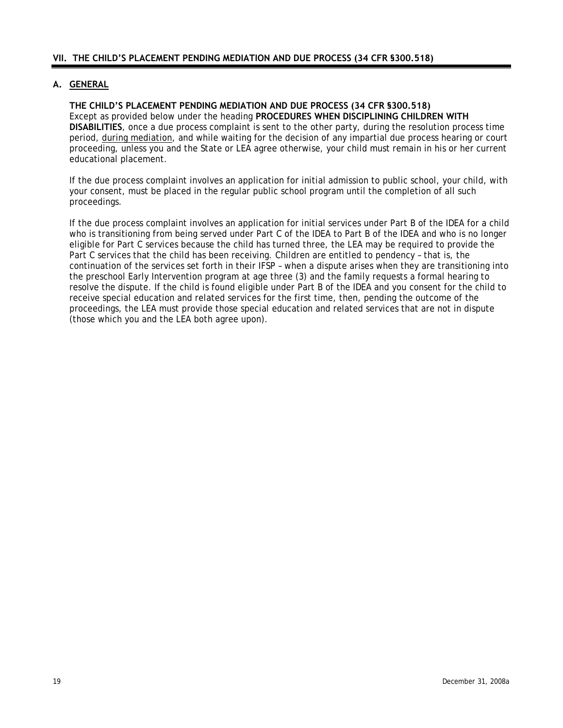## VII. THE CHILD'S PLACEMENT PENDING MEDIATION AND DUE PROCESS (34 CFR §300.518)

### A. GENERAL

**THE CHILD'S PLACEMENT PENDING MEDIATION AND DUE PROCESS (34 CFR §300.518)**

Except as provided below under the heading **PROCEDURES WHEN DISCIPLINING CHILDREN WITH DISABILITIES**, once a due process complaint is sent to the other party, during the resolution process time period, <u>during mediation</u>, and while waiting for the decision of any impartial due process hearing or court proceeding, unless you and the State or LEA agree otherwise, your child must remain in his or her current educational placement.

If the due process complaint involves an application for initial admission to public school, your child, with your consent, must be placed in the regular public school program until the completion of all such proceedings.

If the due process complaint involves an application for initial services under Part B of the IDEA for a child who is transitioning from being served under Part C of the IDEA to Part B of the IDEA and who is no longer eligible for Part C services because the child has turned three, the LEA may be required to provide the Part C services that the child has been receiving. Children are entitled to pendency – that is, the continuation of the services set forth in their IFSP – when a dispute arises when they are transitioning into the preschool Early Intervention program at age three (3) and the family requests a formal hearing to resolve the dispute. If the child is found eligible under Part B of the IDEA and you consent for the child to receive special education and related services for the first time, then, pending the outcome of the proceedings, the LEA must provide those special education and related services that are not in dispute (those which you and the LEA both agree upon).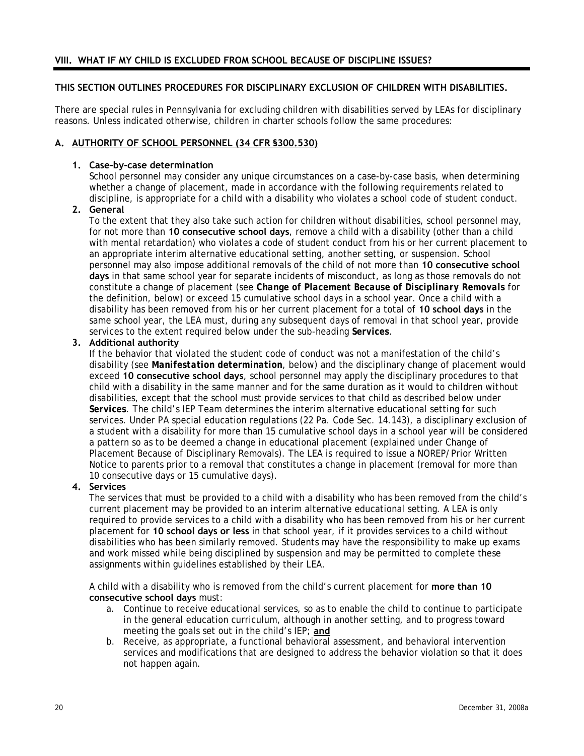## VIII. WHAT IF MY CHILD IS EXCLUDED FROM SCHOOL BECAUSE OF DISCIPLINE ISSUES?

**THIS SECTION OUTLINES PROCEDURES FOR DISCIPLINARY EXCLUSION OF CHILDREN WITH DISABILITIES.**

There are special rules in Pennsylvania for excluding children with disabilities served by LEAs for disciplinary reasons. Unless indicated otherwise, children in charter schools follow the same procedures:

### A. AUTHORITY OF SCHOOL PERSONNEL (34 CFR §300.530)

1. **Case-by-case determination**
   School personnel may consider any unique circumstances on a case-by-case basis, when determining whether a change of placement, made in accordance with the following requirements related to discipline, is appropriate for a child with a disability who violates a school code of student conduct.

2. **General**
   To the extent that they also take such action for children without disabilities, school personnel may, for not more than **10 consecutive school days**, remove a child with a disability (other than a child with mental retardation) who violates a code of student conduct from his or her current placement to an appropriate interim alternative educational setting, another setting, or suspension. School personnel may also impose additional removals of the child of not more than **10 consecutive school days** in that same school year for separate incidents of misconduct, as long as those removals do not constitute a change of placement (see ***Change of Placement Because of Disciplinary Removals*** for the definition, below) or exceed 15 cumulative school days in a school year. Once a child with a disability has been removed from his or her current placement for a total of **10 school days** in the same school year, the LEA must, during any subsequent days of removal in that school year, provide services to the extent required below under the sub-heading **Services**.

3. **Additional authority**
   If the behavior that violated the student code of conduct was not a manifestation of the child's disability (see ***Manifestation determination***, below) and the disciplinary change of placement would exceed **10 consecutive school days**, school personnel may apply the disciplinary procedures to that child with a disability in the same manner and for the same duration as it would to children without disabilities, except that the school must provide services to that child as described below under ***Services***. The child's IEP Team determines the interim alternative educational setting for such services. Under PA special education regulations (22 Pa. Code Sec. 14.143), a disciplinary exclusion of a student with a disability for more than 15 cumulative school days in a school year will be considered a pattern so as to be deemed a change in educational placement (explained under Change of Placement Because of Disciplinary Removals). The LEA is required to issue a NOREP/Prior Written Notice to parents prior to a removal that constitutes a change in placement (removal for more than 10 consecutive days or 15 cumulative days).

4. **Services**
   The services that must be provided to a child with a disability who has been removed from the child's current placement may be provided to an interim alternative educational setting. A LEA is only required to provide services to a child with a disability who has been removed from his or her current placement for **10 school days or less** in that school year, if it provides services to a child without disabilities who has been similarly removed. Students may have the responsibility to make up exams and work missed while being disciplined by suspension and may be permitted to complete these assignments within guidelines established by their LEA.

   A child with a disability who is removed from the child's current placement for **more than 10 consecutive school days** must:

   a. Continue to receive educational services, so as to enable the child to continue to participate in the general education curriculum, although in another setting, and to progress toward meeting the goals set out in the child's IEP; **and**
   b. Receive, as appropriate, a functional behavioral assessment, and behavioral intervention services and modifications that are designed to address the behavior violation so that it does not happen again.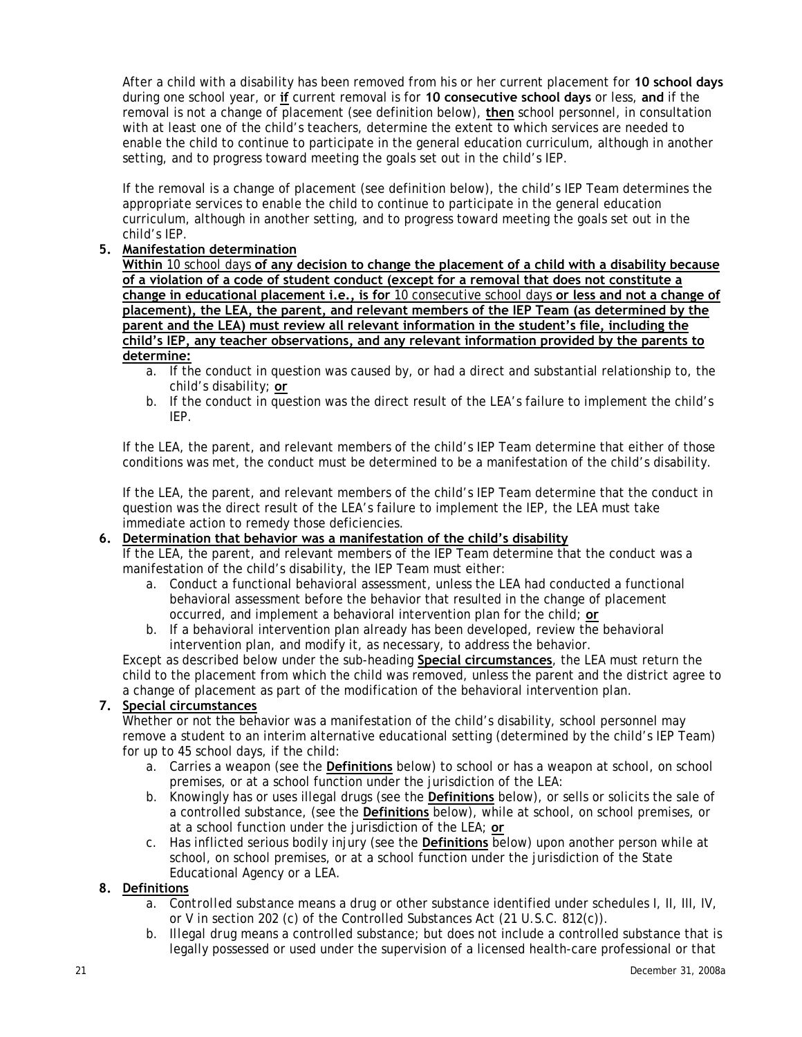After a child with a disability has been removed from his or her current placement for **10 school days** during one school year, or **if** current removal is for **10 consecutive school days** or less, **and** if the removal is not a change of placement (see definition below), **then** school personnel, in consultation with at least one of the child's teachers, determine the extent to which services are needed to enable the child to continue to participate in the general education curriculum, although in another setting, and to progress toward meeting the goals set out in the child's IEP.

If the removal is a change of placement (see definition below), the child's IEP Team determines the appropriate services to enable the child to continue to participate in the general education curriculum, although in another setting, and to progress toward meeting the goals set out in the child's IEP.

5. **Manifestation determination**

   **Within** 10 school days **of any decision to change the placement of a child with a disability because of a violation of a code of student conduct (except for a removal that does not constitute a change in educational placement i.e., is for** 10 consecutive school days **or less and not a change of placement), the LEA, the parent, and relevant members of the IEP Team (as determined by the parent and the LEA) must review all relevant information in the student's file, including the child's IEP, any teacher observations, and any relevant information provided by the parents to determine:**

   a. If the conduct in question was caused by, or had a direct and substantial relationship to, the child's disability; **or**
   b. If the conduct in question was the direct result of the LEA's failure to implement the child's IEP.

   If the LEA, the parent, and relevant members of the child's IEP Team determine that either of those conditions was met, the conduct must be determined to be a manifestation of the child's disability.

   If the LEA, the parent, and relevant members of the child's IEP Team determine that the conduct in question was the direct result of the LEA's failure to implement the IEP, the LEA must take immediate action to remedy those deficiencies.

6. **Determination that behavior was a manifestation of the child's disability**

   If the LEA, the parent, and relevant members of the IEP Team determine that the conduct was a manifestation of the child's disability, the IEP Team must either:

   a. Conduct a functional behavioral assessment, unless the LEA had conducted a functional behavioral assessment before the behavior that resulted in the change of placement occurred, and implement a behavioral intervention plan for the child; **or**
   b. If a behavioral intervention plan already has been developed, review the behavioral intervention plan, and modify it, as necessary, to address the behavior.

   Except as described below under the sub-heading **Special circumstances**, the LEA must return the child to the placement from which the child was removed, unless the parent and the district agree to a change of placement as part of the modification of the behavioral intervention plan.

7. **Special circumstances**

   Whether or not the behavior was a manifestation of the child's disability, school personnel may remove a student to an interim alternative educational setting (determined by the child's IEP Team) for up to 45 school days, if the child:

   a. Carries a weapon (see the **Definitions** below) to school or has a weapon at school, on school premises, or at a school function under the jurisdiction of the LEA:
   b. Knowingly has or uses illegal drugs (see the **Definitions** below), or sells or solicits the sale of a controlled substance, (see the **Definitions** below), while at school, on school premises, or at a school function under the jurisdiction of the LEA; **or**
   c. Has inflicted serious bodily injury (see the **Definitions** below) upon another person while at school, on school premises, or at a school function under the jurisdiction of the State Educational Agency or a LEA.

8. **Definitions**

   a. Controlled substance means a drug or other substance identified under schedules I, II, III, IV, or V in section 202 (c) of the Controlled Substances Act (21 U.S.C. 812(c)).
   b. Illegal drug means a controlled substance; but does not include a controlled substance that is legally possessed or used under the supervision of a licensed health-care professional or that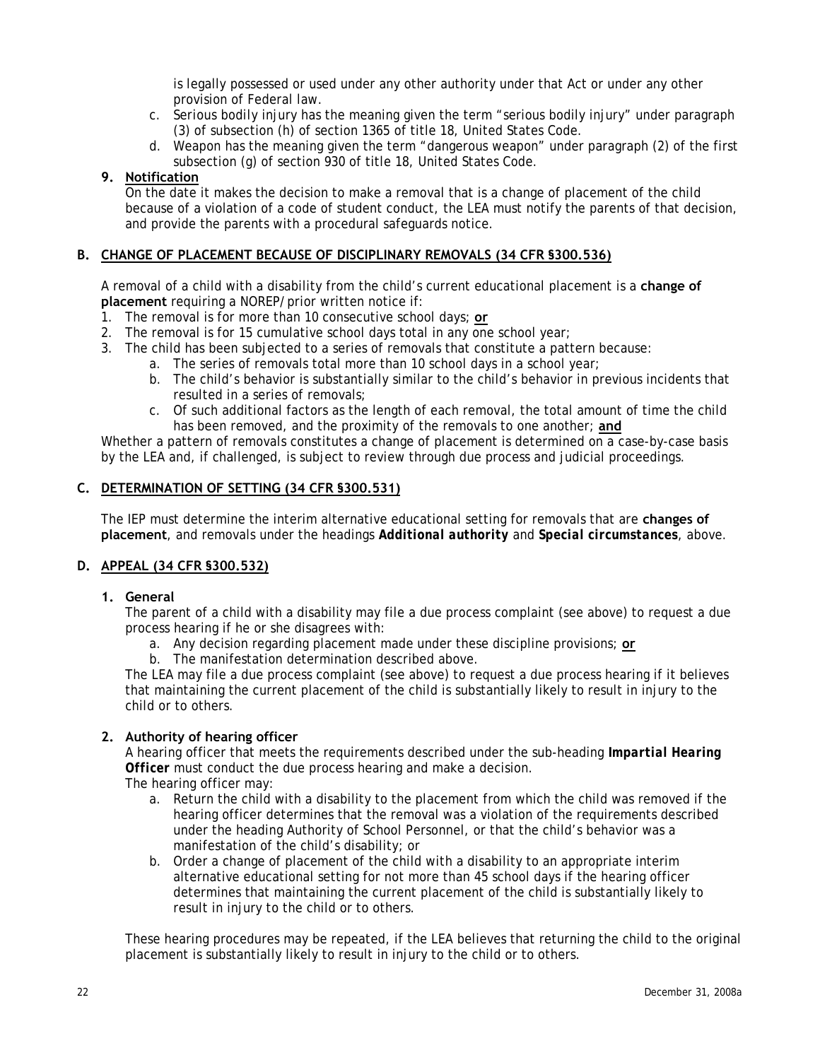is legally possessed or used under any other authority under that Act or under any other provision of Federal law.

c. Serious bodily injury has the meaning given the term "serious bodily injury" under paragraph (3) of subsection (h) of section 1365 of title 18, United States Code.
d. Weapon has the meaning given the term "dangerous weapon" under paragraph (2) of the first subsection (g) of section 930 of title 18, United States Code.

**9. Notification**

On the date it makes the decision to make a removal that is a change of placement of the child because of a violation of a code of student conduct, the LEA must notify the parents of that decision, and provide the parents with a procedural safeguards notice.

## B. CHANGE OF PLACEMENT BECAUSE OF DISCIPLINARY REMOVALS (34 CFR §300.536)

A removal of a child with a disability from the child's current educational placement is a **change of placement** requiring a NOREP/prior written notice if:

1. The removal is for more than 10 consecutive school days; **or**
2. The removal is for 15 cumulative school days total in any one school year;
3. The child has been subjected to a series of removals that constitute a pattern because:
   a. The series of removals total more than 10 school days in a school year;
   b. The child's behavior is substantially similar to the child's behavior in previous incidents that resulted in a series of removals;
   c. Of such additional factors as the length of each removal, the total amount of time the child has been removed, and the proximity of the removals to one another; **and**

Whether a pattern of removals constitutes a change of placement is determined on a case-by-case basis by the LEA and, if challenged, is subject to review through due process and judicial proceedings.

## C. DETERMINATION OF SETTING (34 CFR §300.531)

The IEP must determine the interim alternative educational setting for removals that are **changes of placement**, and removals under the headings ***Additional authority*** and ***Special circumstances***, above.

## D. APPEAL (34 CFR §300.532)

**1. General**

The parent of a child with a disability may file a due process complaint (see above) to request a due process hearing if he or she disagrees with:

a. Any decision regarding placement made under these discipline provisions; **or**
b. The manifestation determination described above.

The LEA may file a due process complaint (see above) to request a due process hearing if it believes that maintaining the current placement of the child is substantially likely to result in injury to the child or to others.

**2. Authority of hearing officer**

A hearing officer that meets the requirements described under the sub-heading ***Impartial Hearing Officer*** must conduct the due process hearing and make a decision.

The hearing officer may:

a. Return the child with a disability to the placement from which the child was removed if the hearing officer determines that the removal was a violation of the requirements described under the heading Authority of School Personnel, or that the child's behavior was a manifestation of the child's disability; or
b. Order a change of placement of the child with a disability to an appropriate interim alternative educational setting for not more than 45 school days if the hearing officer determines that maintaining the current placement of the child is substantially likely to result in injury to the child or to others.

These hearing procedures may be repeated, if the LEA believes that returning the child to the original placement is substantially likely to result in injury to the child or to others.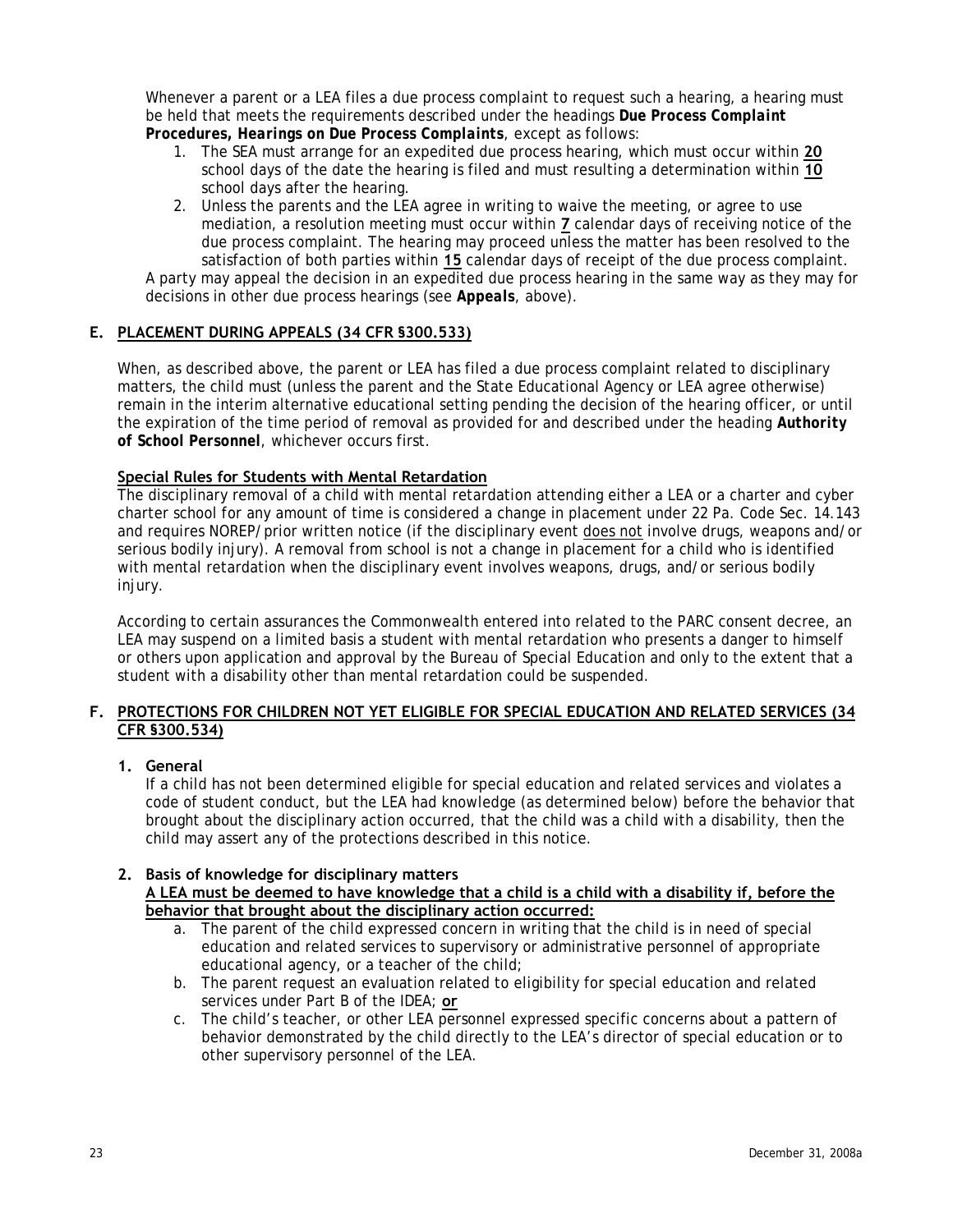Whenever a parent or a LEA files a due process complaint to request such a hearing, a hearing must be held that meets the requirements described under the headings ***Due Process Complaint Procedures, Hearings on Due Process Complaints***, except as follows:

1. The SEA must arrange for an expedited due process hearing, which must occur within **20** school days of the date the hearing is filed and must resulting a determination within **10** school days after the hearing.
2. Unless the parents and the LEA agree in writing to waive the meeting, or agree to use mediation, a resolution meeting must occur within **7** calendar days of receiving notice of the due process complaint. The hearing may proceed unless the matter has been resolved to the satisfaction of both parties within **15** calendar days of receipt of the due process complaint.

A party may appeal the decision in an expedited due process hearing in the same way as they may for decisions in other due process hearings (see ***Appeals***, above).

## E. PLACEMENT DURING APPEALS (34 CFR §300.533)

When, as described above, the parent or LEA has filed a due process complaint related to disciplinary matters, the child must (unless the parent and the State Educational Agency or LEA agree otherwise) remain in the interim alternative educational setting pending the decision of the hearing officer, or until the expiration of the time period of removal as provided for and described under the heading ***Authority of School Personnel***, whichever occurs first.

**Special Rules for Students with Mental Retardation**

The disciplinary removal of a child with mental retardation attending either a LEA or a charter and cyber charter school for any amount of time is considered a change in placement under 22 Pa. Code Sec. 14.143 and requires NOREP/prior written notice (if the disciplinary event does not involve drugs, weapons and/or serious bodily injury). A removal from school is not a change in placement for a child who is identified with mental retardation when the disciplinary event involves weapons, drugs, and/or serious bodily injury.

According to certain assurances the Commonwealth entered into related to the PARC consent decree, an LEA may suspend on a limited basis a student with mental retardation who presents a danger to himself or others upon application and approval by the Bureau of Special Education and only to the extent that a student with a disability other than mental retardation could be suspended.

## F. PROTECTIONS FOR CHILDREN NOT YET ELIGIBLE FOR SPECIAL EDUCATION AND RELATED SERVICES (34 CFR §300.534)

**1. General**

If a child has not been determined eligible for special education and related services and violates a code of student conduct, but the LEA had knowledge (as determined below) before the behavior that brought about the disciplinary action occurred, that the child was a child with a disability, then the child may assert any of the protections described in this notice.

**2. Basis of knowledge for disciplinary matters**

**A LEA must be deemed to have knowledge that a child is a child with a disability if, before the behavior that brought about the disciplinary action occurred:**

a. The parent of the child expressed concern in writing that the child is in need of special education and related services to supervisory or administrative personnel of appropriate educational agency, or a teacher of the child;
b. The parent request an evaluation related to eligibility for special education and related services under Part B of the IDEA; **or**
c. The child's teacher, or other LEA personnel expressed specific concerns about a pattern of behavior demonstrated by the child directly to the LEA's director of special education or to other supervisory personnel of the LEA.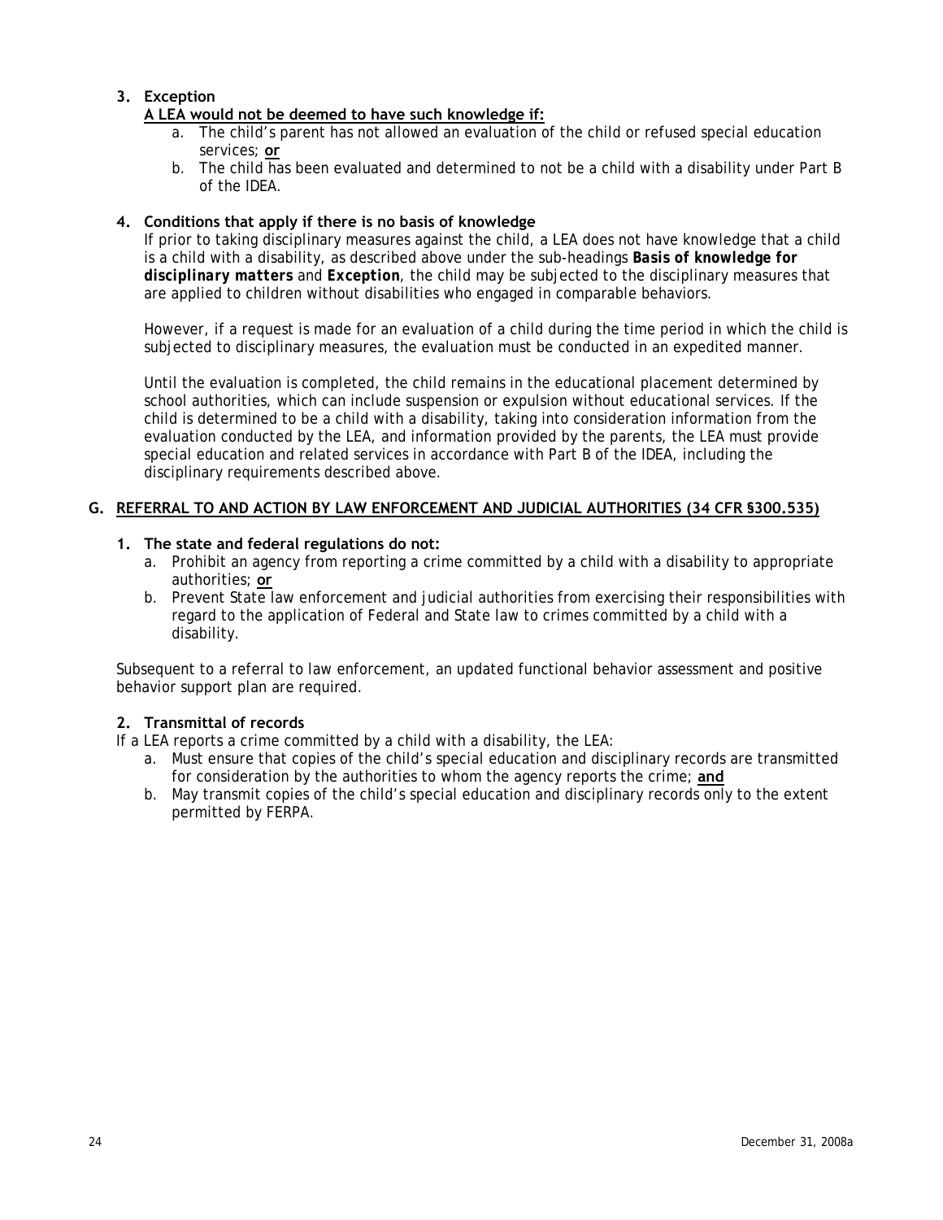**3. Exception**

**A LEA would not be deemed to have such knowledge if:**

a. The child's parent has not allowed an evaluation of the child or refused special education services; **or**

b. The child has been evaluated and determined to not be a child with a disability under Part B of the IDEA.

**4. Conditions that apply if there is no basis of knowledge**

If prior to taking disciplinary measures against the child, a LEA does not have knowledge that a child is a child with a disability, as described above under the sub-headings ***Basis of knowledge for disciplinary matters*** and ***Exception***, the child may be subjected to the disciplinary measures that are applied to children without disabilities who engaged in comparable behaviors.

However, if a request is made for an evaluation of a child during the time period in which the child is subjected to disciplinary measures, the evaluation must be conducted in an expedited manner.

Until the evaluation is completed, the child remains in the educational placement determined by school authorities, which can include suspension or expulsion without educational services. If the child is determined to be a child with a disability, taking into consideration information from the evaluation conducted by the LEA, and information provided by the parents, the LEA must provide special education and related services in accordance with Part B of the IDEA, including the disciplinary requirements described above.

## G. REFERRAL TO AND ACTION BY LAW ENFORCEMENT AND JUDICIAL AUTHORITIES (34 CFR §300.535)

**1. The state and federal regulations do not:**

a. Prohibit an agency from reporting a crime committed by a child with a disability to appropriate authorities; **or**

b. Prevent State law enforcement and judicial authorities from exercising their responsibilities with regard to the application of Federal and State law to crimes committed by a child with a disability.

*Subsequent to a referral to law enforcement, an updated functional behavior assessment and positive behavior support plan are required.*

**2. Transmittal of records**

If a LEA reports a crime committed by a child with a disability, the LEA:

a. Must ensure that copies of the child's special education and disciplinary records are transmitted for consideration by the authorities to whom the agency reports the crime; **and**

b. May transmit copies of the child's special education and disciplinary records only to the extent permitted by FERPA.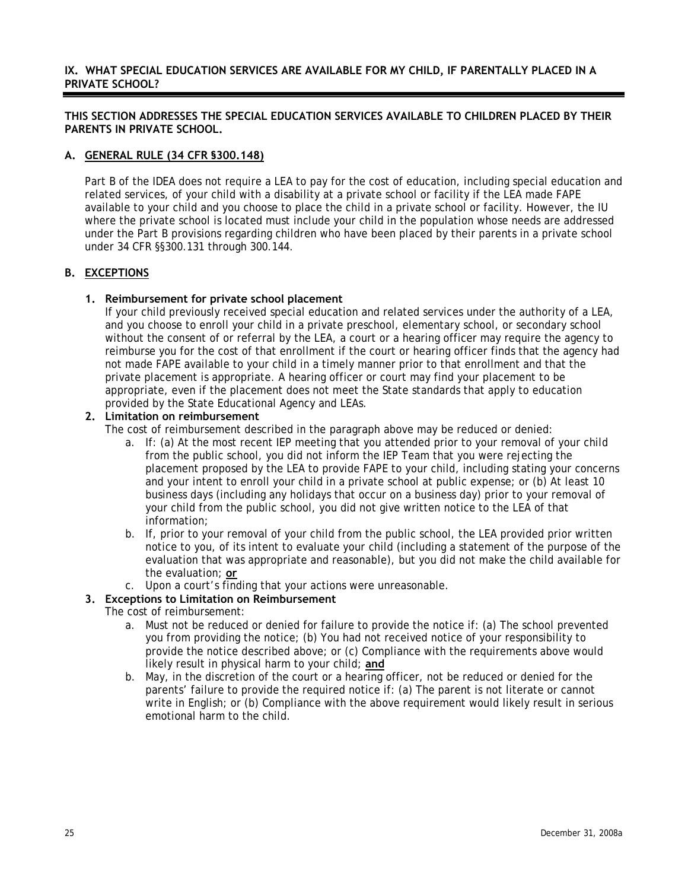## IX. WHAT SPECIAL EDUCATION SERVICES ARE AVAILABLE FOR MY CHILD, IF PARENTALLY PLACED IN A PRIVATE SCHOOL?

**THIS SECTION ADDRESSES THE SPECIAL EDUCATION SERVICES AVAILABLE TO CHILDREN PLACED BY THEIR PARENTS IN PRIVATE SCHOOL.**

### A. GENERAL RULE (34 CFR §300.148)

Part B of the IDEA does not require a LEA to pay for the cost of education, including special education and related services, of your child with a disability at a private school or facility if the LEA made FAPE available to your child and you choose to place the child in a private school or facility. However, the IU where the private school is located must include your child in the population whose needs are addressed under the Part B provisions regarding children who have been placed by their parents in a private school under 34 CFR §§300.131 through 300.144.

### B. EXCEPTIONS

1. **Reimbursement for private school placement**
   If your child previously received special education and related services under the authority of a LEA, and you choose to enroll your child in a private preschool, elementary school, or secondary school without the consent of or referral by the LEA, a court or a hearing officer may require the agency to reimburse you for the cost of that enrollment if the court or hearing officer finds that the agency had not made FAPE available to your child in a timely manner prior to that enrollment and that the private placement is appropriate. A hearing officer or court may find your placement to be appropriate, even if the placement does not meet the State standards that apply to education provided by the State Educational Agency and LEAs.
2. **Limitation on reimbursement**
   The cost of reimbursement described in the paragraph above may be reduced or denied:
   a. If: (a) At the most recent IEP meeting that you attended prior to your removal of your child from the public school, you did not inform the IEP Team that you were rejecting the placement proposed by the LEA to provide FAPE to your child, including stating your concerns and your intent to enroll your child in a private school at public expense; or (b) At least 10 business days (including any holidays that occur on a business day) prior to your removal of your child from the public school, you did not give written notice to the LEA of that information;
   b. If, prior to your removal of your child from the public school, the LEA provided prior written notice to you, of its intent to evaluate your child (including a statement of the purpose of the evaluation that was appropriate and reasonable), but you did not make the child available for the evaluation; **or**
   c. Upon a court's finding that your actions were unreasonable.
3. **Exceptions to Limitation on Reimbursement**
   The cost of reimbursement:
   a. Must not be reduced or denied for failure to provide the notice if: (a) The school prevented you from providing the notice; (b) You had not received notice of your responsibility to provide the notice described above; or (c) Compliance with the requirements above would likely result in physical harm to your child; **and**
   b. May, in the discretion of the court or a hearing officer, not be reduced or denied for the parents' failure to provide the required notice if: (a) The parent is not literate or cannot write in English; or (b) Compliance with the above requirement would likely result in serious emotional harm to the child.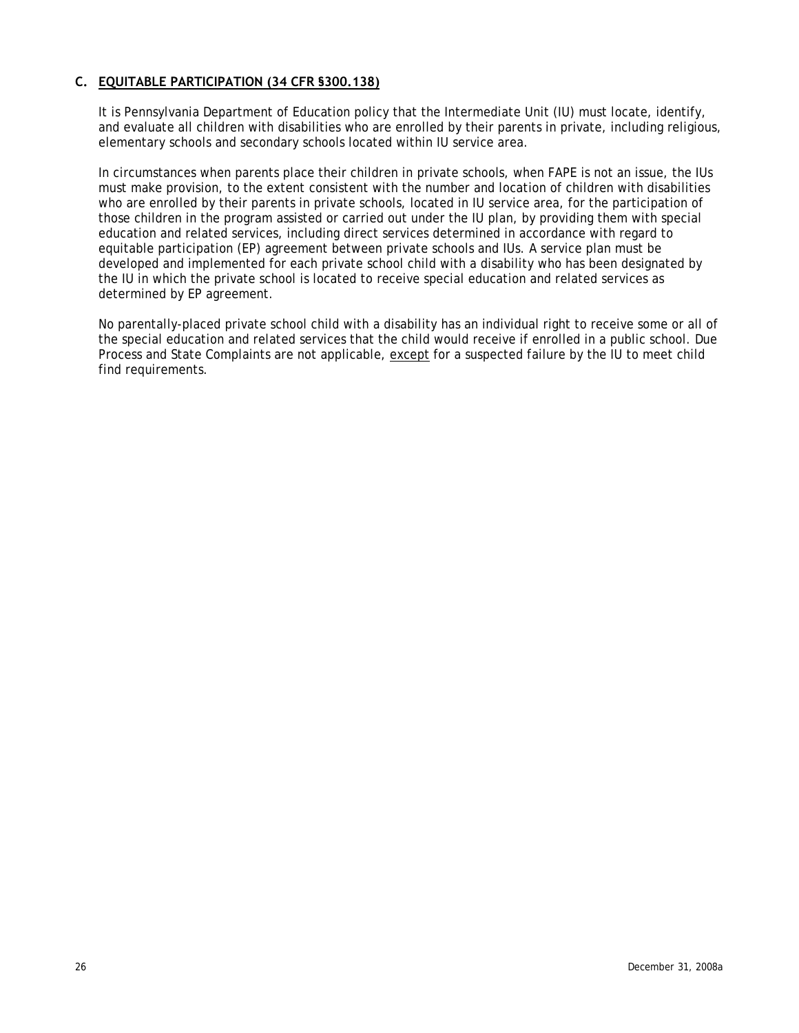## C. EQUITABLE PARTICIPATION (34 CFR §300.138)

It is Pennsylvania Department of Education policy that the Intermediate Unit (IU) must locate, identify, and evaluate all children with disabilities who are enrolled by their parents in private, including religious, elementary schools and secondary schools located within IU service area.

In circumstances when parents place their children in private schools, when FAPE is not an issue, the IUs must make provision, to the extent consistent with the number and location of children with disabilities who are enrolled by their parents in private schools, located in IU service area, for the participation of those children in the program assisted or carried out under the IU plan, by providing them with special education and related services, including direct services determined in accordance with regard to equitable participation (EP) agreement between private schools and IUs. A service plan must be developed and implemented for each private school child with a disability who has been designated by the IU in which the private school is located to receive special education and related services as determined by EP agreement.

No parentally-placed private school child with a disability has an individual right to receive some or all of the special education and related services that the child would receive if enrolled in a public school. Due Process and State Complaints are not applicable, except for a suspected failure by the IU to meet child find requirements.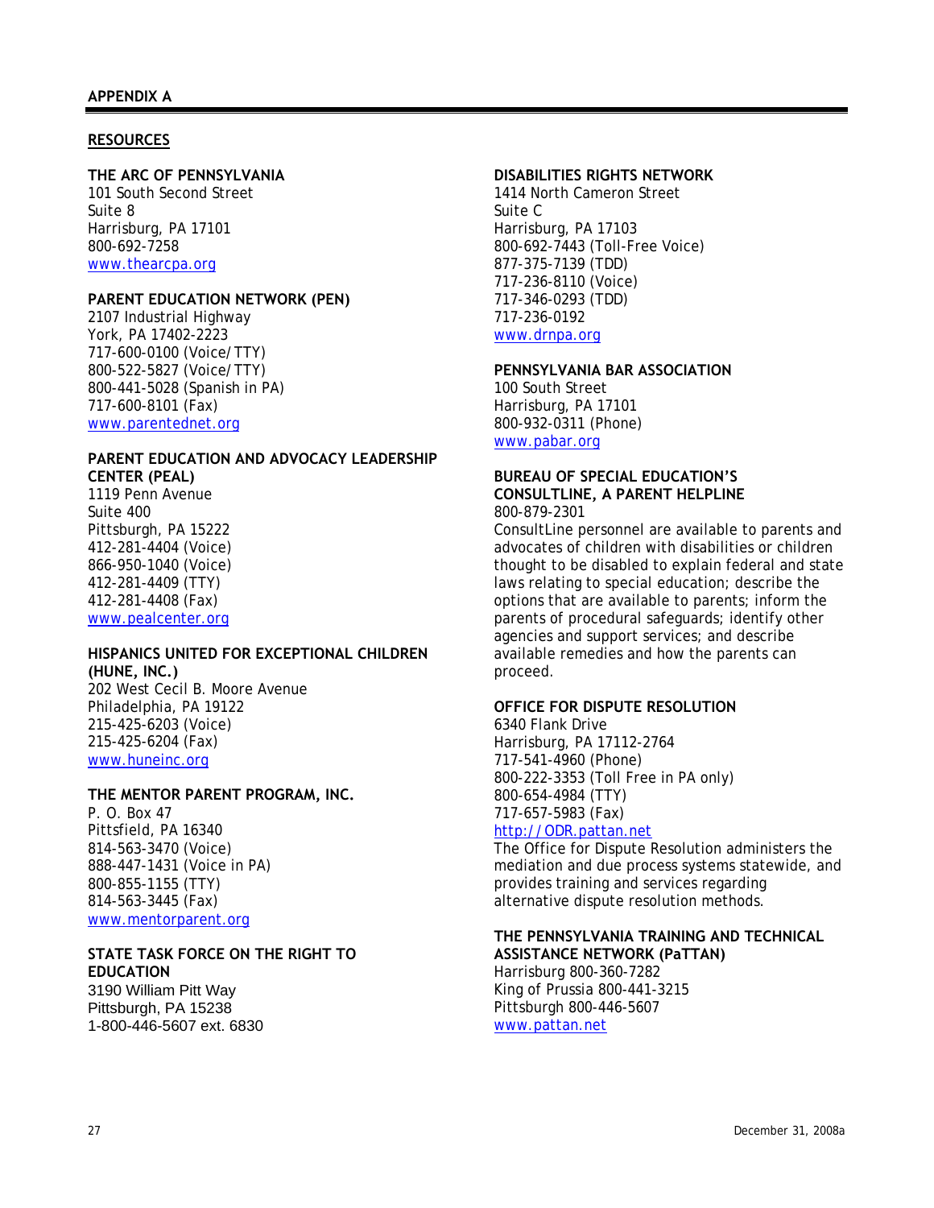## APPENDIX A

### RESOURCES

**THE ARC OF PENNSYLVANIA**
101 South Second Street
Suite 8
Harrisburg, PA 17101
800-692-7258
www.thearcpa.org

**PARENT EDUCATION NETWORK (PEN)**
2107 Industrial Highway
York, PA 17402-2223
717-600-0100 (Voice/TTY)
800-522-5827 (Voice/TTY)
800-441-5028 (Spanish in PA)
717-600-8101 (Fax)
www.parentednet.org

**PARENT EDUCATION AND ADVOCACY LEADERSHIP CENTER (PEAL)**
1119 Penn Avenue
Suite 400
Pittsburgh, PA 15222
412-281-4404 (Voice)
866-950-1040 (Voice)
412-281-4409 (TTY)
412-281-4408 (Fax)
www.pealcenter.org

**HISPANICS UNITED FOR EXCEPTIONAL CHILDREN (HUNE, INC.)**
202 West Cecil B. Moore Avenue
Philadelphia, PA 19122
215-425-6203 (Voice)
215-425-6204 (Fax)
www.huneinc.org

**THE MENTOR PARENT PROGRAM, INC.**
P. O. Box 47
Pittsfield, PA 16340
814-563-3470 (Voice)
888-447-1431 (Voice in PA)
800-855-1155 (TTY)
814-563-3445 (Fax)
www.mentorparent.org

**STATE TASK FORCE ON THE RIGHT TO EDUCATION**
3190 William Pitt Way
Pittsburgh, PA 15238
1-800-446-5607 ext. 6830

**DISABILITIES RIGHTS NETWORK**
1414 North Cameron Street
Suite C
Harrisburg, PA 17103
800-692-7443 (Toll-Free Voice)
877-375-7139 (TDD)
717-236-8110 (Voice)
717-346-0293 (TDD)
717-236-0192
www.drnpa.org

**PENNSYLVANIA BAR ASSOCIATION**
100 South Street
Harrisburg, PA 17101
800-932-0311 (Phone)
www.pabar.org

**BUREAU OF SPECIAL EDUCATION'S CONSULTLINE, A PARENT HELPLINE**
800-879-2301
ConsultLine personnel are available to parents and advocates of children with disabilities or children thought to be disabled to explain federal and state laws relating to special education; describe the options that are available to parents; inform the parents of procedural safeguards; identify other agencies and support services; and describe available remedies and how the parents can proceed.

**OFFICE FOR DISPUTE RESOLUTION**
6340 Flank Drive
Harrisburg, PA 17112-2764
717-541-4960 (Phone)
800-222-3353 (Toll Free in PA only)
800-654-4984 (TTY)
717-657-5983 (Fax)
http://ODR.pattan.net
The Office for Dispute Resolution administers the mediation and due process systems statewide, and provides training and services regarding alternative dispute resolution methods.

**THE PENNSYLVANIA TRAINING AND TECHNICAL ASSISTANCE NETWORK (PaTTAN)**
Harrisburg 800-360-7282
King of Prussia 800-441-3215
Pittsburgh 800-446-5607
www.pattan.net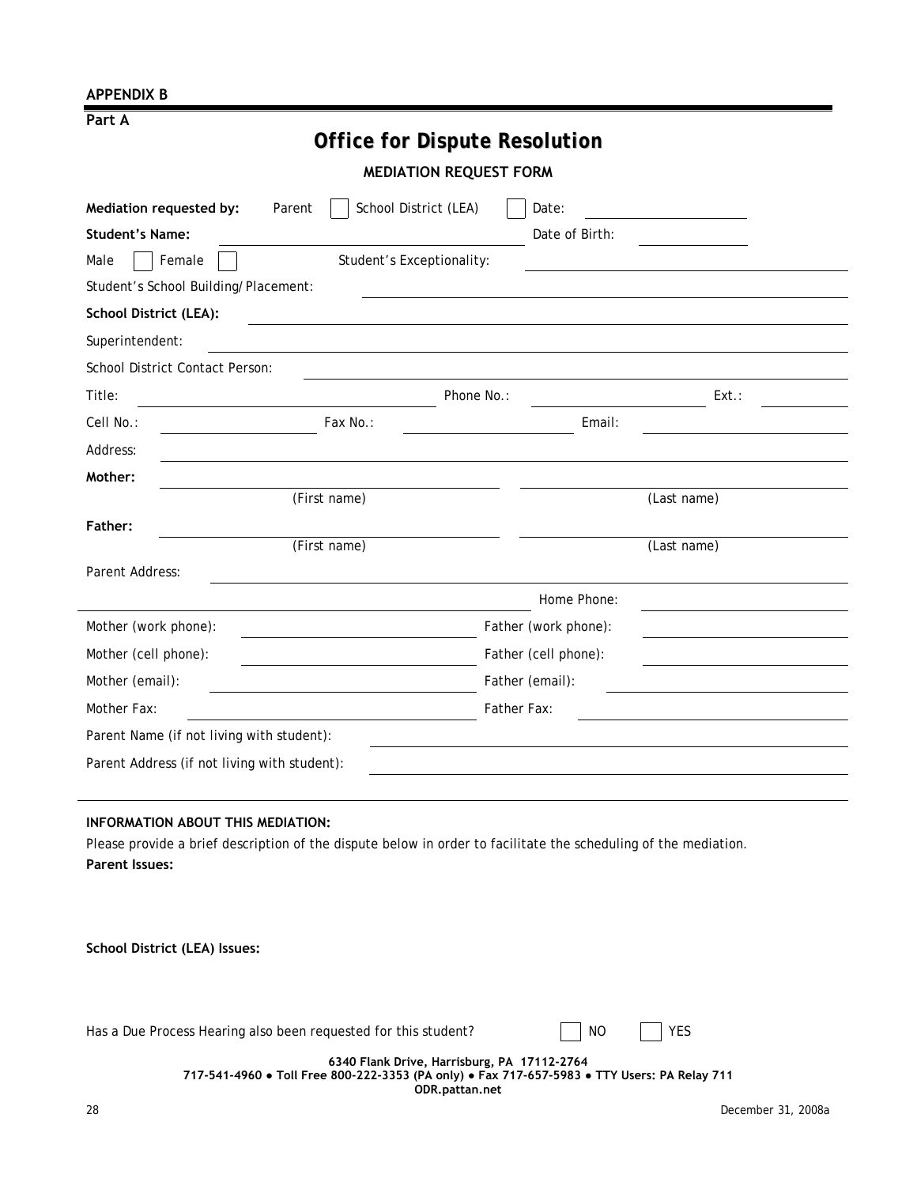**APPENDIX B**

**Part A**

# Office for Dispute Resolution

## MEDIATION REQUEST FORM

**Mediation requested by:** Parent ☐ School District (LEA) ☐ Date: ____________________

**Student's Name:** ______________________________ Date of Birth: ____________

Male ☐ Female ☐ Student's Exceptionality: ______________________________

Student's School Building/Placement: ______________________________

**School District (LEA):** ______________________________

Superintendent: ______________________________

School District Contact Person: ______________________________

Title: ____________________ Phone No.: ____________________ Ext.: __________

Cell No.: ____________ Fax No.: ____________ Email: ____________________

Address: ______________________________

**Mother:** ______________________________ ______________________________
(First name) (Last name)

**Father:** ______________________________ ______________________________
(First name) (Last name)

Parent Address: ______________________________

______________________________ Home Phone: ____________________

Mother (work phone): ____________________ Father (work phone): ____________________

Mother (cell phone): ____________________ Father (cell phone): ____________________

Mother (email): ____________________ Father (email): ____________________

Mother Fax: ____________________ Father Fax: ____________________

Parent Name (if not living with student): ______________________________

Parent Address (if not living with student): ______________________________

**INFORMATION ABOUT THIS MEDIATION:**

Please provide a brief description of the dispute below in order to facilitate the scheduling of the mediation.

**Parent Issues:**

**School District (LEA) Issues:**

Has a Due Process Hearing also been requested for this student? ☐ NO ☐ YES

**6340 Flank Drive, Harrisburg, PA 17112-2764**
**717-541-4960 ● Toll Free 800-222-3353 (PA only) ● Fax 717-657-5983 ● TTY Users: PA Relay 711**
**ODR.pattan.net**

December 31, 2008a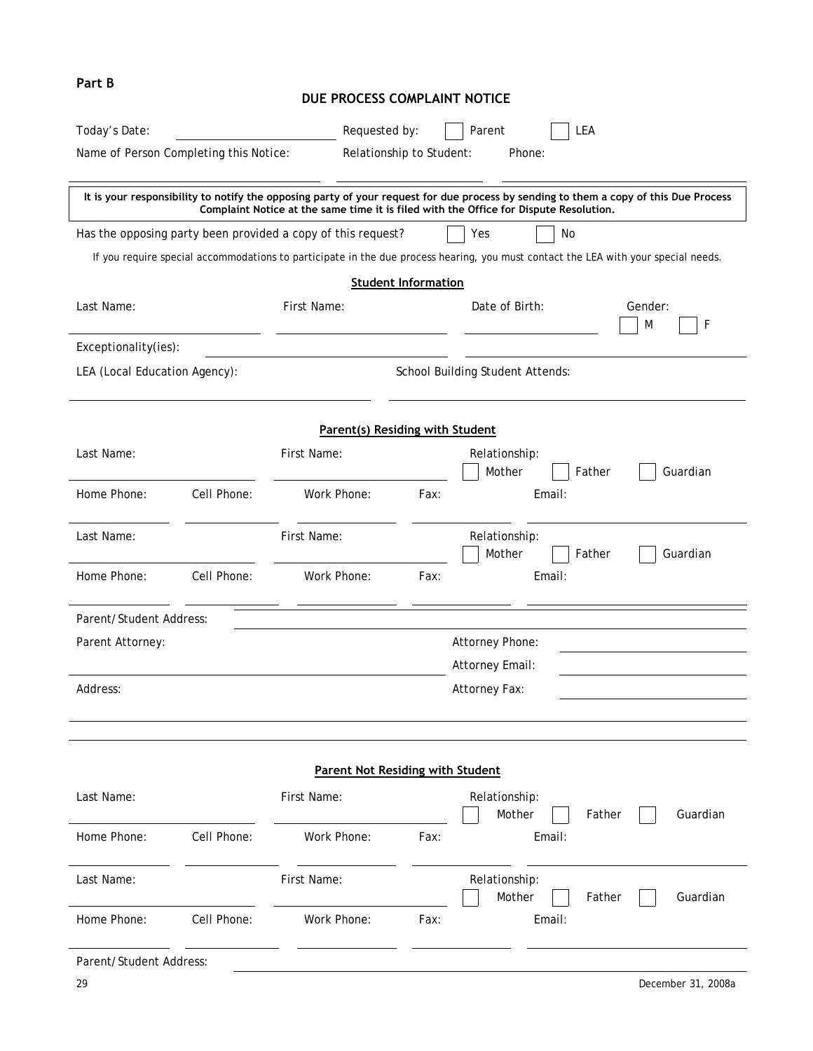**Part B**

## DUE PROCESS COMPLAINT NOTICE

Today's Date: ______________________ Requested by: ☐ Parent ☐ LEA

Name of Person Completing this Notice: ______________________ Relationship to Student: ______________________ Phone: ______________________

**It is your responsibility to notify the opposing party of your request for due process by sending to them a copy of this Due Process Complaint Notice at the same time it is filed with the Office for Dispute Resolution.**

Has the opposing party been provided a copy of this request? ☐ Yes ☐ No

If you require special accommodations to participate in the due process hearing, you must contact the LEA with your special needs.

### Student Information

Last Name: ______________________ First Name: ______________________ Date of Birth: ______________________ Gender: ☐ M ☐ F

Exceptionality(ies): ______________________ ______________________

LEA (Local Education Agency): ______________________ School Building Student Attends: ______________________

### Parent(s) Residing with Student

Last Name: ______________________ First Name: ______________________ Relationship: ☐ Mother ☐ Father ☐ Guardian

Home Phone: __________ Cell Phone: __________ Work Phone: __________ Fax: __________ Email: __________

Last Name: ______________________ First Name: ______________________ Relationship: ☐ Mother ☐ Father ☐ Guardian

Home Phone: __________ Cell Phone: __________ Work Phone: __________ Fax: __________ Email: __________

Parent/Student Address: ______________________

Parent Attorney: ______________________ Attorney Phone: ______________________

Attorney Email: ______________________

Address: ______________________ Attorney Fax: ______________________

### Parent Not Residing with Student

Last Name: ______________________ First Name: ______________________ Relationship: ☐ Mother ☐ Father ☐ Guardian

Home Phone: __________ Cell Phone: __________ Work Phone: __________ Fax: __________ Email: __________

Last Name: ______________________ First Name: ______________________ Relationship: ☐ Mother ☐ Father ☐ Guardian

Home Phone: __________ Cell Phone: __________ Work Phone: __________ Fax: __________ Email: __________

Parent/Student Address: ______________________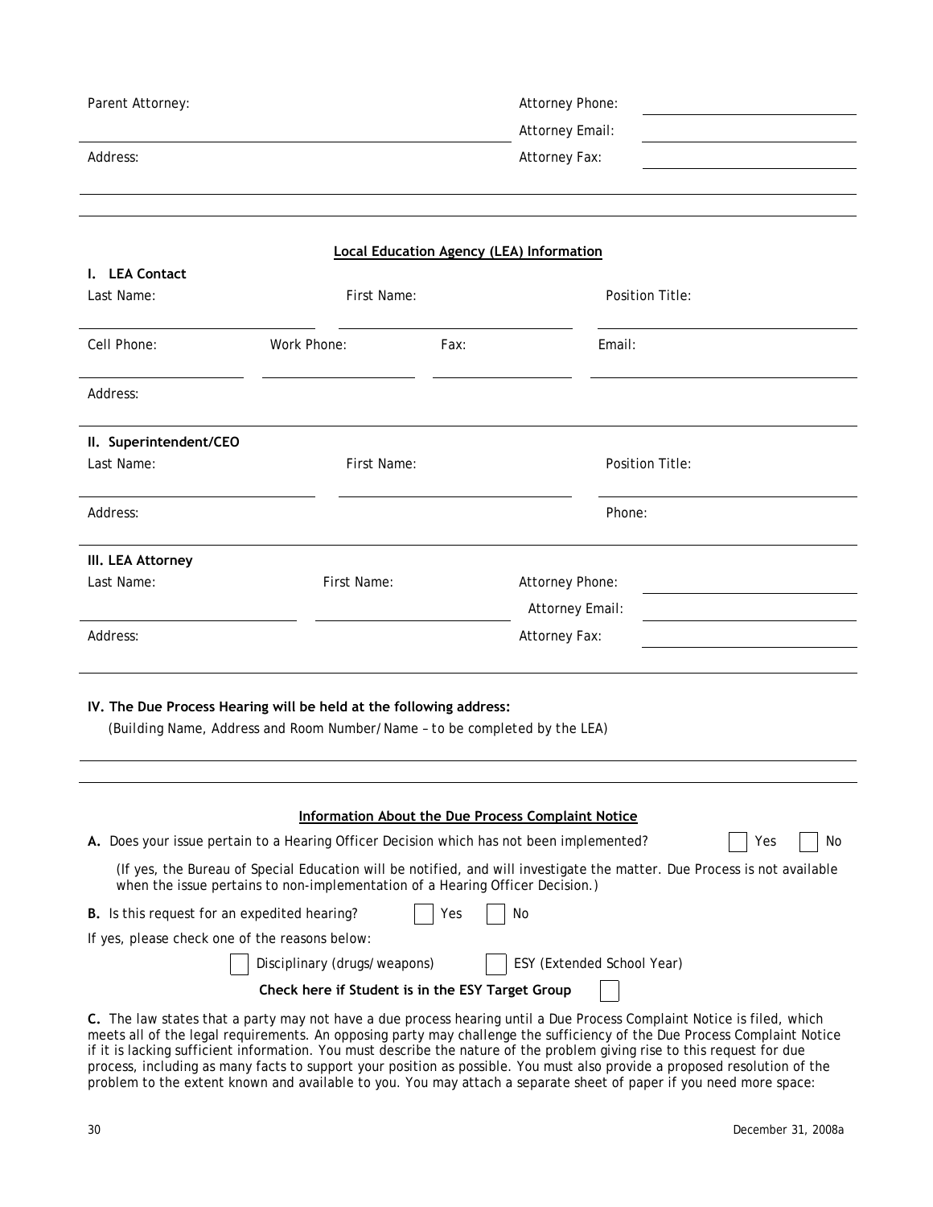Parent Attorney: ______________________________ Attorney Phone: ____________________

Attorney Email: ____________________

Address: ______________________________ Attorney Fax: ____________________

______________________________________________________________________

______________________________________________________________________

**Local Education Agency (LEA) Information**

**I. LEA Contact**

Last Name: ____________________ First Name: ____________________ Position Title: ____________________

Cell Phone: ____________________ Work Phone: ____________________ Fax: ____________________ Email: ____________________

Address: ______________________________________________________________________

**II. Superintendent/CEO**

Last Name: ____________________ First Name: ____________________ Position Title: ____________________

Address: ______________________________ Phone: ____________________

**III. LEA Attorney**

Last Name: ____________________ First Name: ____________________ Attorney Phone: ____________________

Attorney Email: ____________________

Address: ______________________________ Attorney Fax: ____________________

______________________________________________________________________

**IV. The Due Process Hearing will be held at the following address:**

*(Building Name, Address and Room Number/Name – to be completed by the LEA)*

______________________________________________________________________

______________________________________________________________________

**Information About the Due Process Complaint Notice**

**A.** Does your issue pertain to a Hearing Officer Decision which has not been implemented? ☐ Yes ☐ No

(If yes, the Bureau of Special Education will be notified, and will investigate the matter. Due Process is not available when the issue pertains to non-implementation of a Hearing Officer Decision.)

**B.** Is this request for an expedited hearing? ☐ Yes ☐ No

If yes, please check one of the reasons below:

☐ Disciplinary (drugs/weapons) ☐ ESY (Extended School Year)

**Check here if Student is in the ESY Target Group** ☐

**C.** The law states that a party may not have a due process hearing until a Due Process Complaint Notice is filed, which meets all of the legal requirements. An opposing party may challenge the sufficiency of the Due Process Complaint Notice if it is lacking sufficient information. You must describe the nature of the problem giving rise to this request for due process, including as many facts to support your position as possible. You must also provide a proposed resolution of the problem to the extent known and available to you. You may attach a separate sheet of paper if you need more space:

December 31, 2008a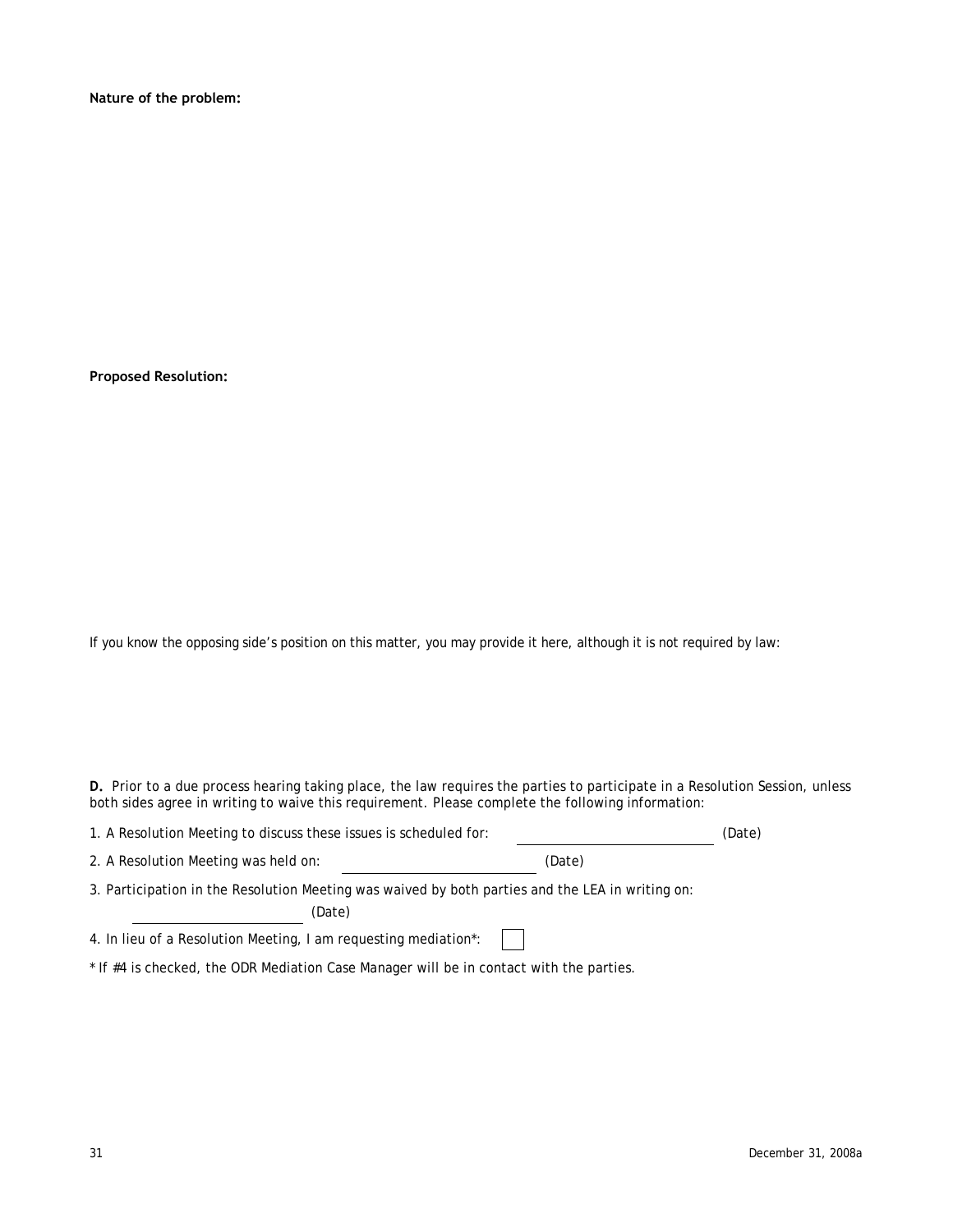**Nature of the problem:**

**Proposed Resolution:**

*If you know the opposing side's position on this matter, you may provide it here, although it is not required by law:*

**D.** Prior to a due process hearing taking place, the law requires the parties to participate in a Resolution Session, unless both sides agree in writing to waive this requirement. Please complete the following information:

1. A Resolution Meeting to discuss these issues is scheduled for: \_\_\_\_\_\_\_\_\_\_\_\_\_\_\_\_\_\_\_\_ *(Date)*

2. A Resolution Meeting was held on: \_\_\_\_\_\_\_\_\_\_\_\_\_\_\_\_\_\_\_\_ *(Date)*

3. Participation in the Resolution Meeting was waived by both parties and the LEA in writing on: \_\_\_\_\_\_\_\_\_\_\_\_\_\_\_\_\_\_\_\_ *(Date)*

4. In lieu of a Resolution Meeting, I am requesting mediation*: ☐

\* If #4 is checked, the ODR Mediation Case Manager will be in contact with the parties.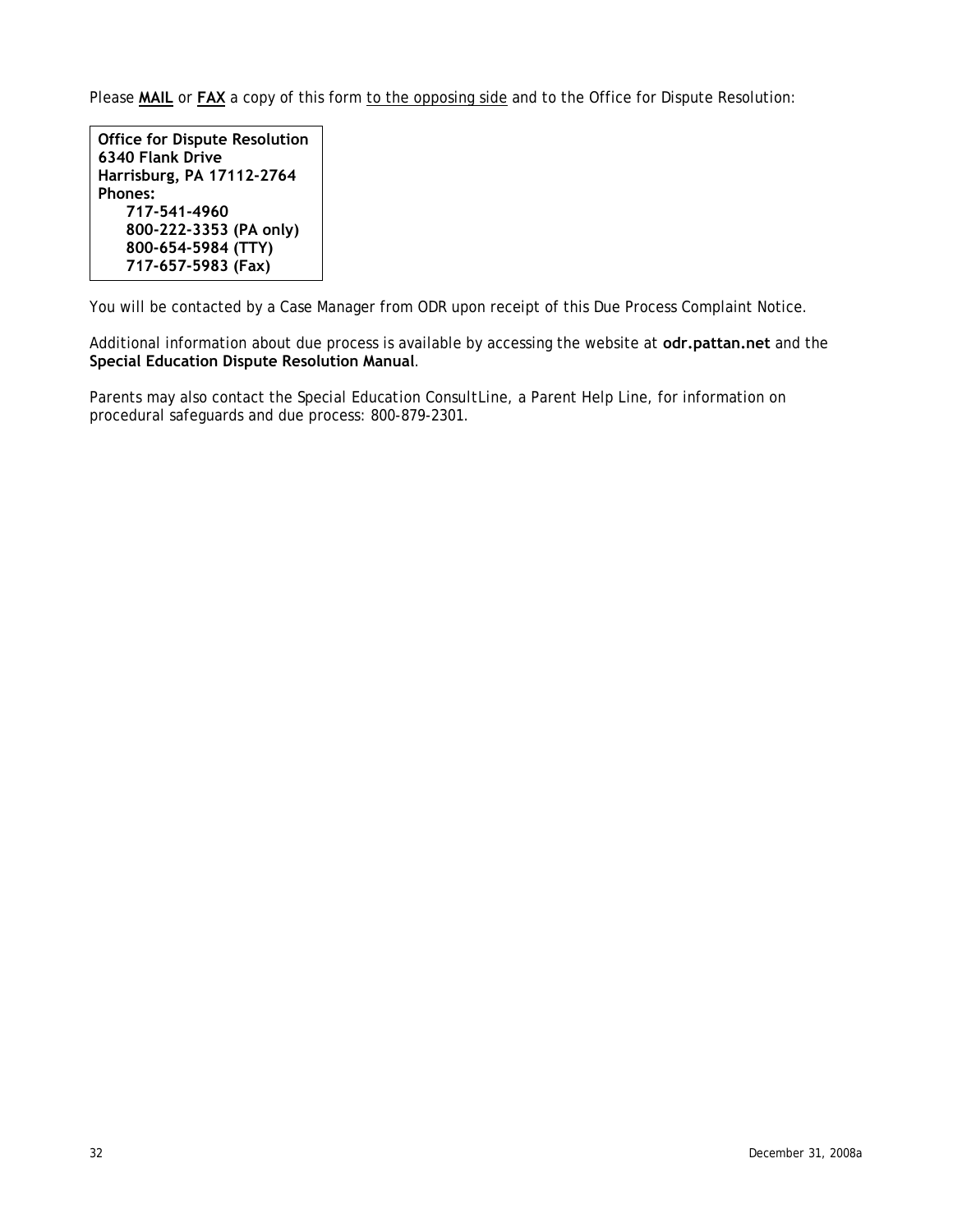Please **<u>MAIL</u>** or **<u>FAX</u>** a copy of this form <u>to the opposing side</u> and to the Office for Dispute Resolution:

> **Office for Dispute Resolution**
> **6340 Flank Drive**
> **Harrisburg, PA 17112-2764**
> **Phones:**
> **717-541-4960**
> **800-222-3353 (PA only)**
> **800-654-5984 (TTY)**
> **717-657-5983 (Fax)**

You will be contacted by a Case Manager from ODR upon receipt of this Due Process Complaint Notice.

Additional information about due process is available by accessing the website at **odr.pattan.net** and the **Special Education Dispute Resolution Manual**.

Parents may also contact the Special Education ConsultLine, a Parent Help Line, for information on procedural safeguards and due process: 800-879-2301.